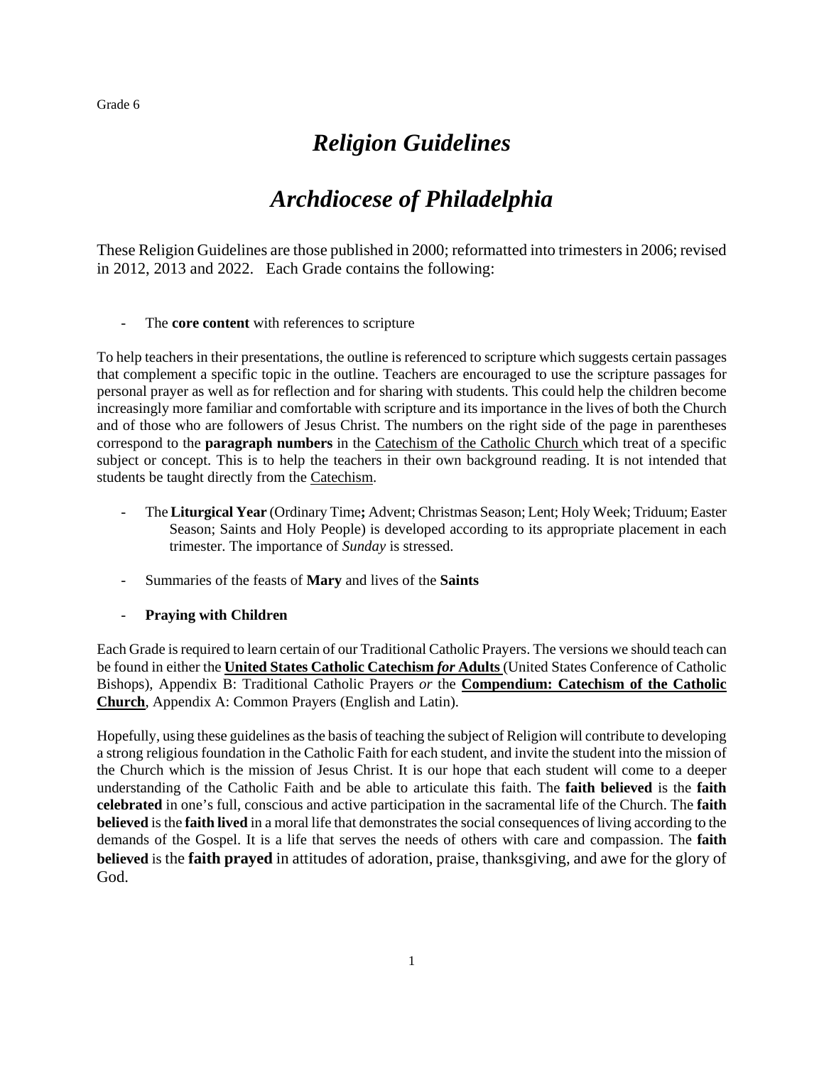Grade 6

# *Religion Guidelines*

# *Archdiocese of Philadelphia*

These Religion Guidelines are those published in 2000; reformatted into trimesters in 2006; revised in 2012, 2013 and 2022. Each Grade contains the following:

- The **core content** with references to scripture

To help teachers in their presentations, the outline is referenced to scripture which suggests certain passages that complement a specific topic in the outline. Teachers are encouraged to use the scripture passages for personal prayer as well as for reflection and for sharing with students. This could help the children become increasingly more familiar and comfortable with scripture and its importance in the lives of both the Church and of those who are followers of Jesus Christ. The numbers on the right side of the page in parentheses correspond to the **paragraph numbers** in the Catechism of the Catholic Church which treat of a specific subject or concept. This is to help the teachers in their own background reading. It is not intended that students be taught directly from the Catechism.

- The **Liturgical Year** (Ordinary Time**;** Advent; Christmas Season; Lent; Holy Week; Triduum; Easter Season; Saints and Holy People) is developed according to its appropriate placement in each trimester. The importance of *Sunday* is stressed.

- Summaries of the feasts of **Mary** and lives of the **Saints**

- **Praying with Children**

Each Grade is required to learn certain of our Traditional Catholic Prayers. The versions we should teach can be found in either the **United States Catholic Catechism *for* Adults** (United States Conference of Catholic Bishops), Appendix B: Traditional Catholic Prayers *or* the **Compendium: Catechism of the Catholic Church**, Appendix A: Common Prayers (English and Latin).

Hopefully, using these guidelines as the basis of teaching the subject of Religion will contribute to developing a strong religious foundation in the Catholic Faith for each student, and invite the student into the mission of the Church which is the mission of Jesus Christ. It is our hope that each student will come to a deeper understanding of the Catholic Faith and be able to articulate this faith. The **faith believed** is the **faith celebrated** in one's full, conscious and active participation in the sacramental life of the Church. The **faith believed** is the **faith lived** in a moral life that demonstrates the social consequences of living according to the demands of the Gospel. It is a life that serves the needs of others with care and compassion. The **faith believed** is the **faith prayed** in attitudes of adoration, praise, thanksgiving, and awe for the glory of God.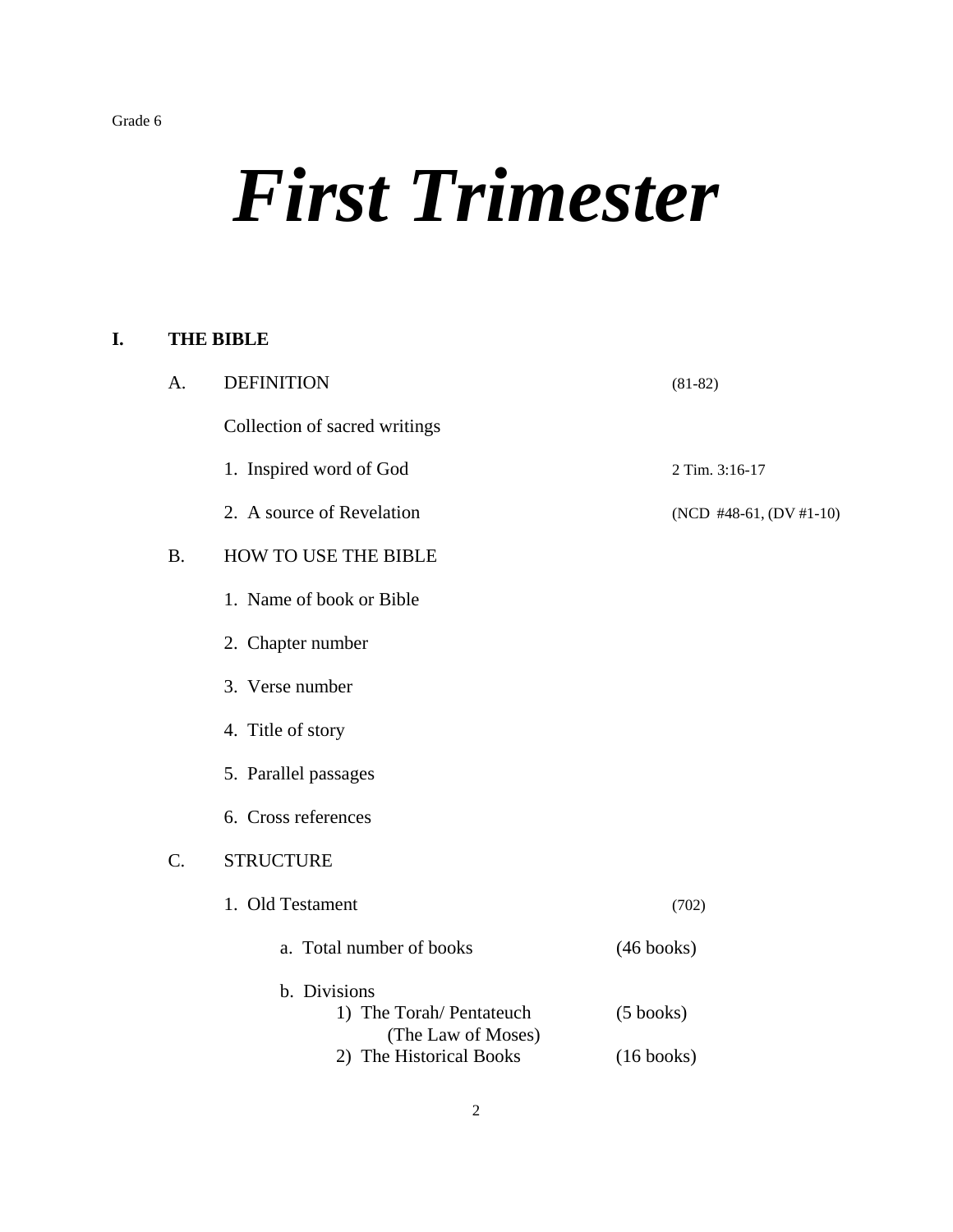Grade 6

# *First Trimester*

## I. THE BIBLE

### A. DEFINITION (81-82)

Collection of sacred writings

1. Inspired word of God — 2 Tim. 3:16-17
2. A source of Revelation — (NCD #48-61, (DV #1-10)

### B. HOW TO USE THE BIBLE

1. Name of book or Bible
2. Chapter number
3. Verse number
4. Title of story
5. Parallel passages
6. Cross references

### C. STRUCTURE

1. Old Testament (702)

   a. Total number of books (46 books)

   b. Divisions

      1) The Torah/ Pentateuch (5 books)
         (The Law of Moses)
      2) The Historical Books (16 books)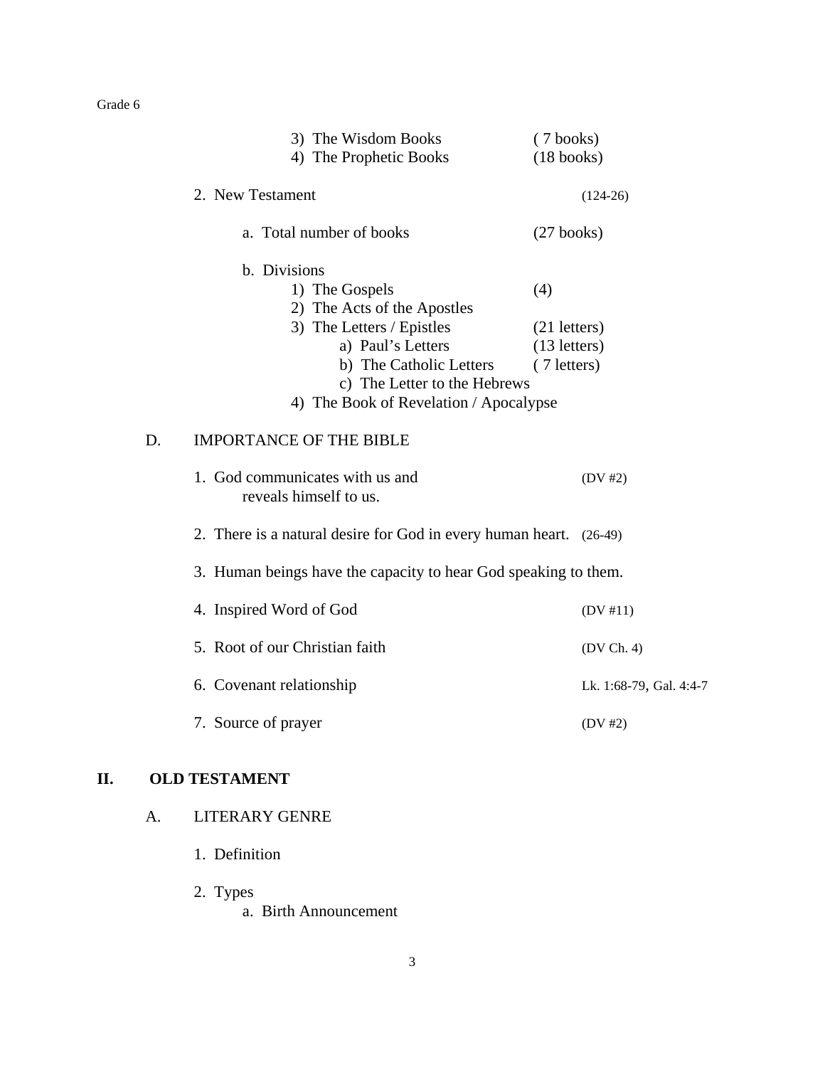3) The Wisdom Books (7 books)
4) The Prophetic Books (18 books)

2. New Testament (124-26)

a. Total number of books (27 books)

b. Divisions
1) The Gospels (4)
2) The Acts of the Apostles
3) The Letters / Epistles (21 letters)
a) Paul's Letters (13 letters)
b) The Catholic Letters (7 letters)
c) The Letter to the Hebrews
4) The Book of Revelation / Apocalypse

D. IMPORTANCE OF THE BIBLE

1. God communicates with us and reveals himself to us. (DV #2)

2. There is a natural desire for God in every human heart. (26-49)

3. Human beings have the capacity to hear God speaking to them.

4. Inspired Word of God (DV #11)

5. Root of our Christian faith (DV Ch. 4)

6. Covenant relationship Lk. 1:68-79, Gal. 4:4-7

7. Source of prayer (DV #2)

## II. OLD TESTAMENT

A. LITERARY GENRE

1. Definition

2. Types
a. Birth Announcement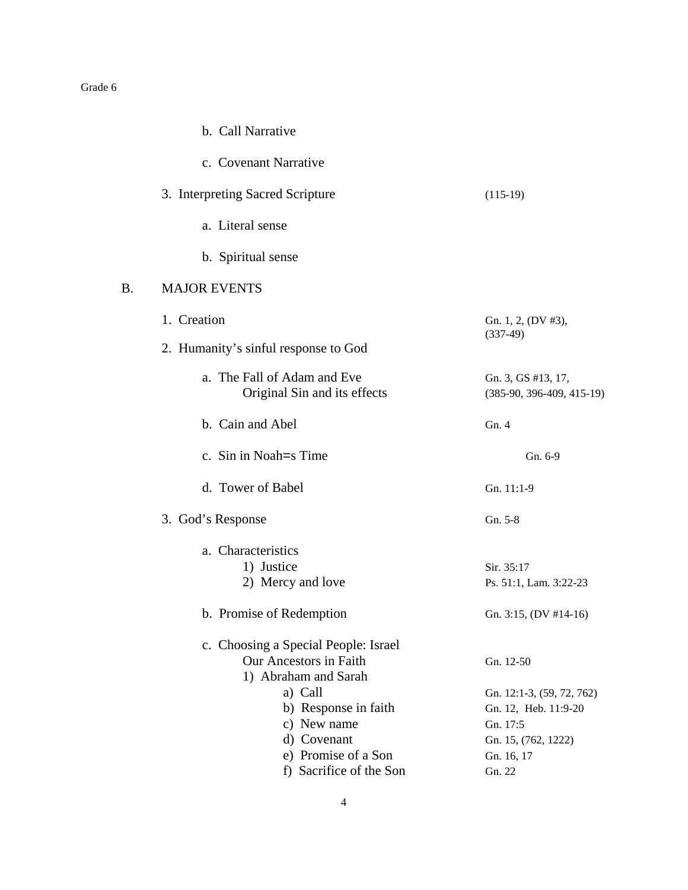b. Call Narrative

c. Covenant Narrative

3. Interpreting Sacred Scripture (115-19)

a. Literal sense

b. Spiritual sense

B. MAJOR EVENTS

1. Creation — Gn. 1, 2, (DV #3), (337-49)

2. Humanity's sinful response to God

a. The Fall of Adam and Eve — Gn. 3, GS #13, 17,
   Original Sin and its effects — (385-90, 396-409, 415-19)

b. Cain and Abel — Gn. 4

c. Sin in Noah=s Time — Gn. 6-9

d. Tower of Babel — Gn. 11:1-9

3. God's Response — Gn. 5-8

a. Characteristics
   1) Justice — Sir. 35:17
   2) Mercy and love — Ps. 51:1, Lam. 3:22-23

b. Promise of Redemption — Gn. 3:15, (DV #14-16)

c. Choosing a Special People: Israel
   Our Ancestors in Faith — Gn. 12-50
   1) Abraham and Sarah
      a) Call — Gn. 12:1-3, (59, 72, 762)
      b) Response in faith — Gn. 12, Heb. 11:9-20
      c) New name — Gn. 17:5
      d) Covenant — Gn. 15, (762, 1222)
      e) Promise of a Son — Gn. 16, 17
      f) Sacrifice of the Son — Gn. 22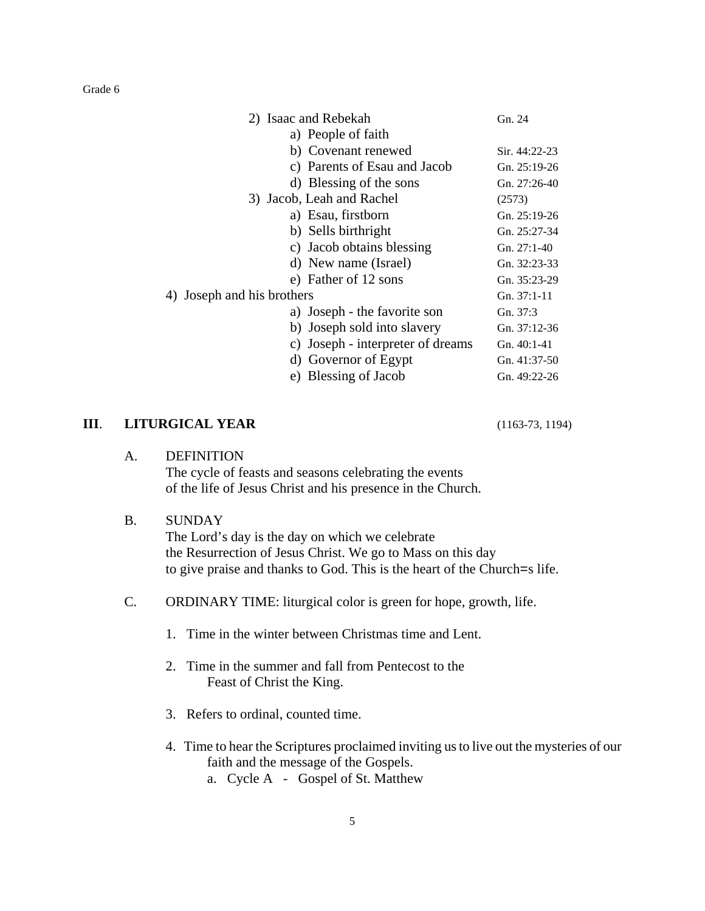Grade 6

- 2) Isaac and Rebekah — Gn. 24
  - a) People of faith
  - b) Covenant renewed — Sir. 44:22-23
  - c) Parents of Esau and Jacob — Gn. 25:19-26
  - d) Blessing of the sons — Gn. 27:26-40
- 3) Jacob, Leah and Rachel — (2573)
  - a) Esau, firstborn — Gn. 25:19-26
  - b) Sells birthright — Gn. 25:27-34
  - c) Jacob obtains blessing — Gn. 27:1-40
  - d) New name (Israel) — Gn. 32:23-33
  - e) Father of 12 sons — Gn. 35:23-29
- 4) Joseph and his brothers — Gn. 37:1-11
  - a) Joseph - the favorite son — Gn. 37:3
  - b) Joseph sold into slavery — Gn. 37:12-36
  - c) Joseph - interpreter of dreams — Gn. 40:1-41
  - d) Governor of Egypt — Gn. 41:37-50
  - e) Blessing of Jacob — Gn. 49:22-26

## III. LITURGICAL YEAR (1163-73, 1194)

A. DEFINITION
The cycle of feasts and seasons celebrating the events of the life of Jesus Christ and his presence in the Church.

B. SUNDAY
The Lord's day is the day on which we celebrate the Resurrection of Jesus Christ. We go to Mass on this day to give praise and thanks to God. This is the heart of the Church=s life.

C. ORDINARY TIME: liturgical color is green for hope, growth, life.

1. Time in the winter between Christmas time and Lent.

2. Time in the summer and fall from Pentecost to the Feast of Christ the King.

3. Refers to ordinal, counted time.

4. Time to hear the Scriptures proclaimed inviting us to live out the mysteries of our faith and the message of the Gospels.
   a. Cycle A - Gospel of St. Matthew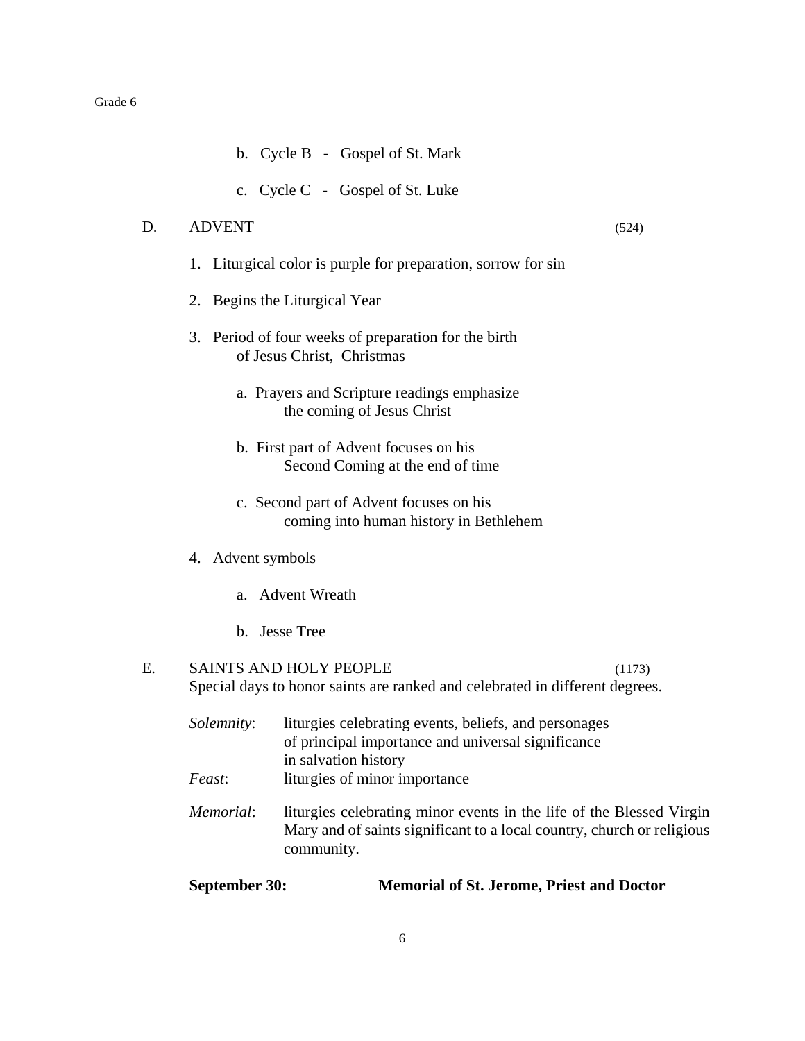b. Cycle B - Gospel of St. Mark

   c. Cycle C - Gospel of St. Luke

D. ADVENT (524)

1. Liturgical color is purple for preparation, sorrow for sin

2. Begins the Liturgical Year

3. Period of four weeks of preparation for the birth of Jesus Christ, Christmas

   a. Prayers and Scripture readings emphasize the coming of Jesus Christ

   b. First part of Advent focuses on his Second Coming at the end of time

   c. Second part of Advent focuses on his coming into human history in Bethlehem

4. Advent symbols

   a. Advent Wreath

   b. Jesse Tree

E. SAINTS AND HOLY PEOPLE (1173)

Special days to honor saints are ranked and celebrated in different degrees.

*Solemnity*: liturgies celebrating events, beliefs, and personages of principal importance and universal significance in salvation history

*Feast*: liturgies of minor importance

*Memorial*: liturgies celebrating minor events in the life of the Blessed Virgin Mary and of saints significant to a local country, church or religious community.

**September 30: Memorial of St. Jerome, Priest and Doctor**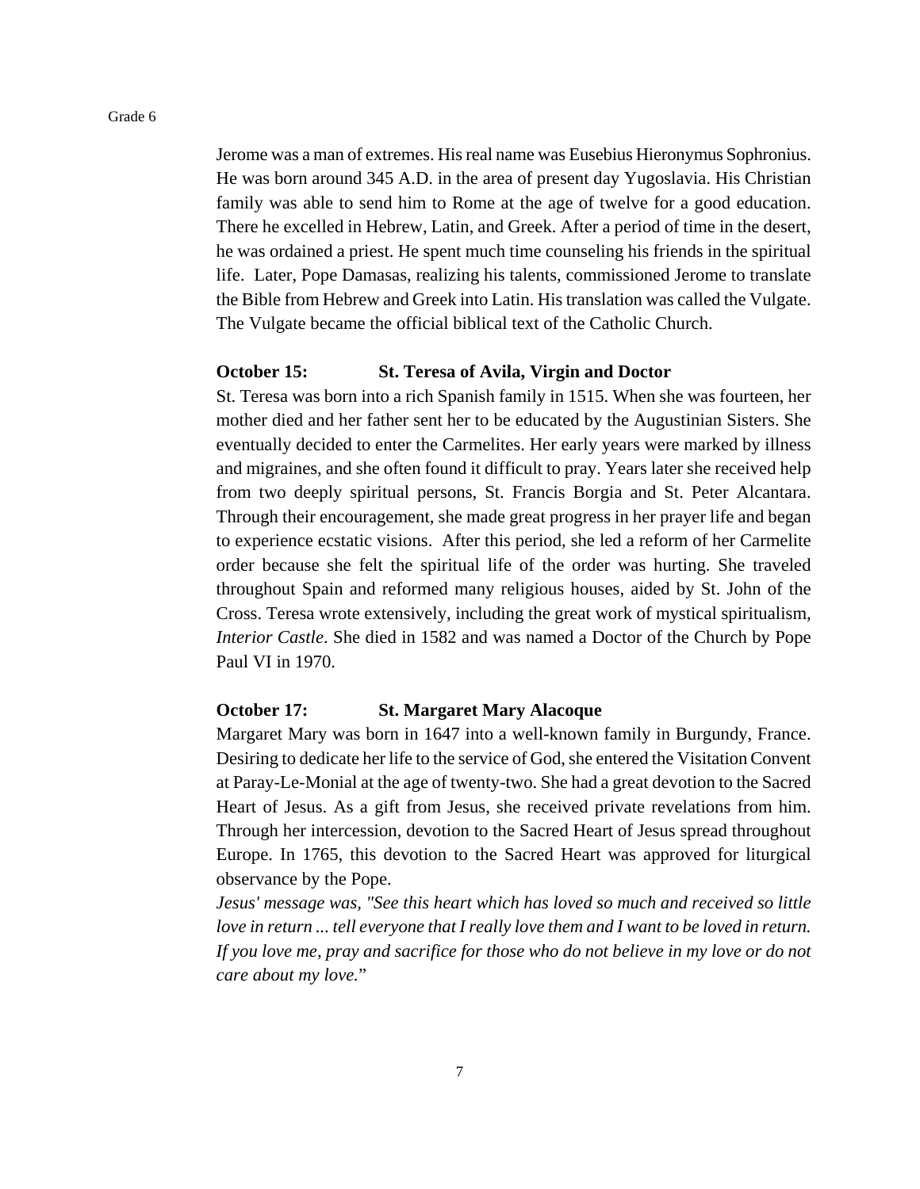Jerome was a man of extremes. His real name was Eusebius Hieronymus Sophronius. He was born around 345 A.D. in the area of present day Yugoslavia. His Christian family was able to send him to Rome at the age of twelve for a good education. There he excelled in Hebrew, Latin, and Greek. After a period of time in the desert, he was ordained a priest. He spent much time counseling his friends in the spiritual life. Later, Pope Damasas, realizing his talents, commissioned Jerome to translate the Bible from Hebrew and Greek into Latin. His translation was called the Vulgate. The Vulgate became the official biblical text of the Catholic Church.

**October 15: St. Teresa of Avila, Virgin and Doctor**

St. Teresa was born into a rich Spanish family in 1515. When she was fourteen, her mother died and her father sent her to be educated by the Augustinian Sisters. She eventually decided to enter the Carmelites. Her early years were marked by illness and migraines, and she often found it difficult to pray. Years later she received help from two deeply spiritual persons, St. Francis Borgia and St. Peter Alcantara. Through their encouragement, she made great progress in her prayer life and began to experience ecstatic visions. After this period, she led a reform of her Carmelite order because she felt the spiritual life of the order was hurting. She traveled throughout Spain and reformed many religious houses, aided by St. John of the Cross. Teresa wrote extensively, including the great work of mystical spiritualism, *Interior Castle*. She died in 1582 and was named a Doctor of the Church by Pope Paul VI in 1970.

**October 17: St. Margaret Mary Alacoque**

Margaret Mary was born in 1647 into a well-known family in Burgundy, France. Desiring to dedicate her life to the service of God, she entered the Visitation Convent at Paray-Le-Monial at the age of twenty-two. She had a great devotion to the Sacred Heart of Jesus. As a gift from Jesus, she received private revelations from him. Through her intercession, devotion to the Sacred Heart of Jesus spread throughout Europe. In 1765, this devotion to the Sacred Heart was approved for liturgical observance by the Pope.

*Jesus' message was, "See this heart which has loved so much and received so little love in return ... tell everyone that I really love them and I want to be loved in return. If you love me, pray and sacrifice for those who do not believe in my love or do not care about my love.*"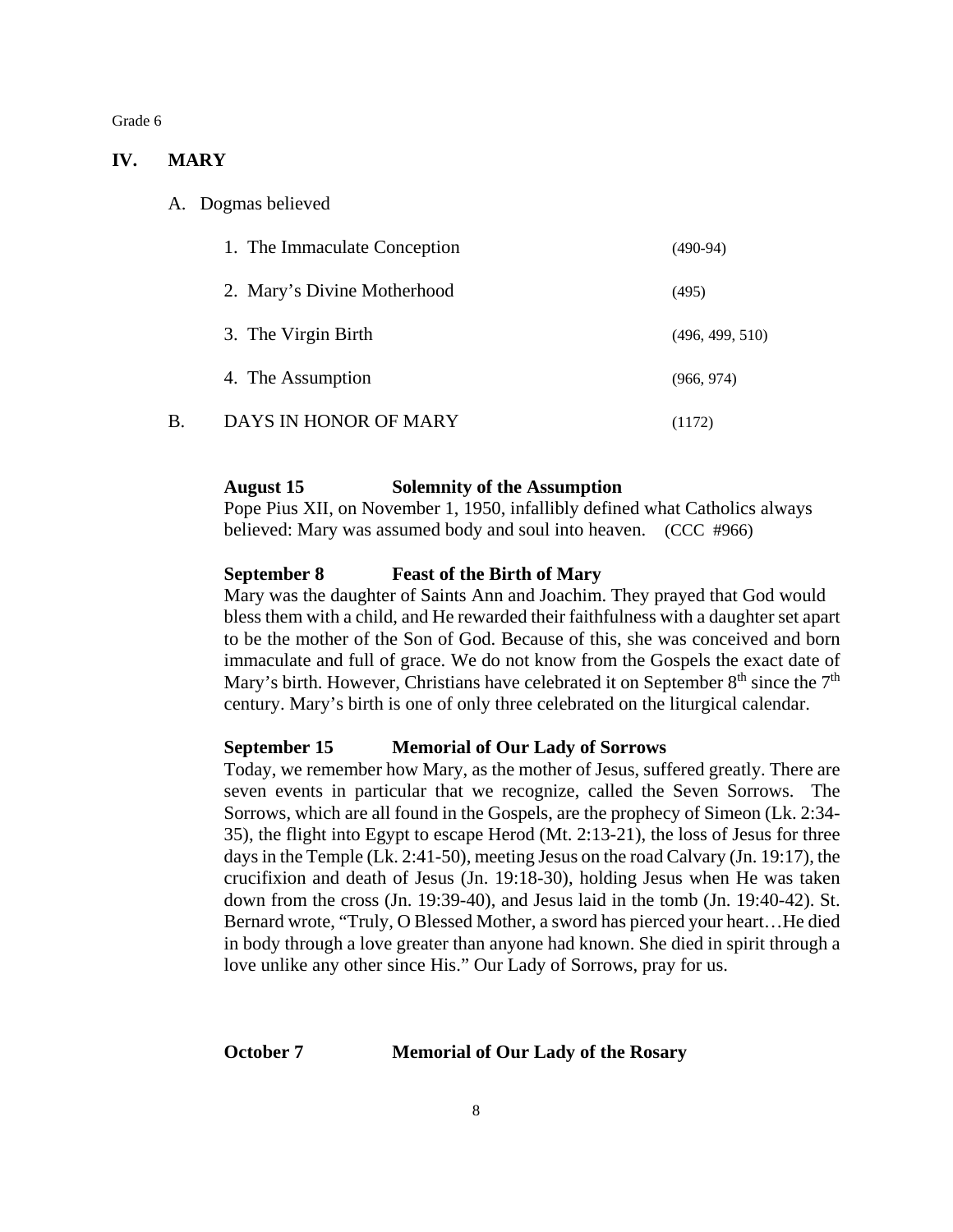Grade 6

## IV. MARY

### A. Dogmas believed

1. The Immaculate Conception (490-94)
2. Mary's Divine Motherhood (495)
3. The Virgin Birth (496, 499, 510)
4. The Assumption (966, 974)

### B. DAYS IN HONOR OF MARY (1172)

**August 15 Solemnity of the Assumption**
Pope Pius XII, on November 1, 1950, infallibly defined what Catholics always believed: Mary was assumed body and soul into heaven. (CCC #966)

**September 8 Feast of the Birth of Mary**
Mary was the daughter of Saints Ann and Joachim. They prayed that God would bless them with a child, and He rewarded their faithfulness with a daughter set apart to be the mother of the Son of God. Because of this, she was conceived and born immaculate and full of grace. We do not know from the Gospels the exact date of Mary's birth. However, Christians have celebrated it on September 8th since the 7th century. Mary's birth is one of only three celebrated on the liturgical calendar.

**September 15 Memorial of Our Lady of Sorrows**
Today, we remember how Mary, as the mother of Jesus, suffered greatly. There are seven events in particular that we recognize, called the Seven Sorrows. The Sorrows, which are all found in the Gospels, are the prophecy of Simeon (Lk. 2:34-35), the flight into Egypt to escape Herod (Mt. 2:13-21), the loss of Jesus for three days in the Temple (Lk. 2:41-50), meeting Jesus on the road Calvary (Jn. 19:17), the crucifixion and death of Jesus (Jn. 19:18-30), holding Jesus when He was taken down from the cross (Jn. 19:39-40), and Jesus laid in the tomb (Jn. 19:40-42). St. Bernard wrote, "Truly, O Blessed Mother, a sword has pierced your heart…He died in body through a love greater than anyone had known. She died in spirit through a love unlike any other since His." Our Lady of Sorrows, pray for us.

**October 7 Memorial of Our Lady of the Rosary**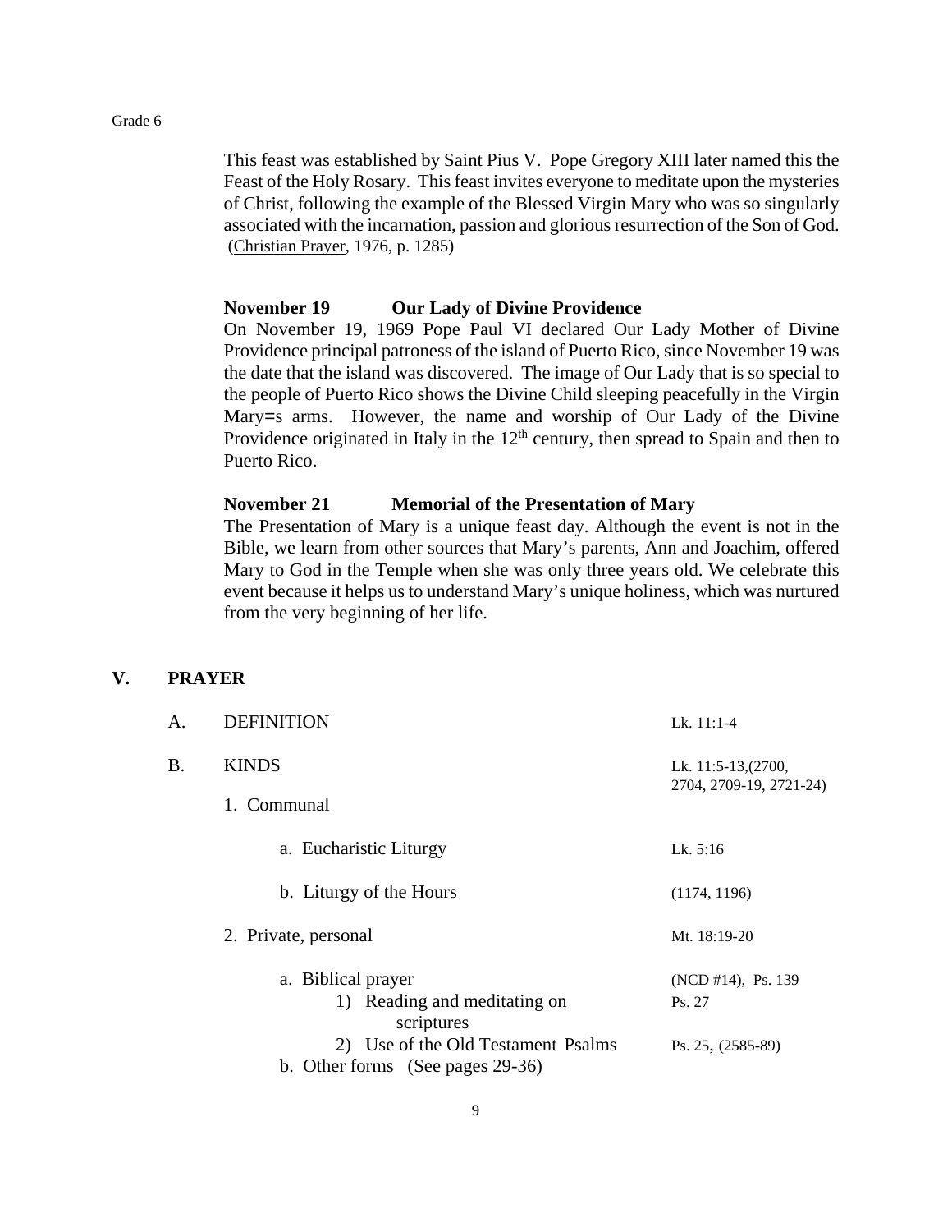This feast was established by Saint Pius V. Pope Gregory XIII later named this the Feast of the Holy Rosary. This feast invites everyone to meditate upon the mysteries of Christ, following the example of the Blessed Virgin Mary who was so singularly associated with the incarnation, passion and glorious resurrection of the Son of God. (Christian Prayer, 1976, p. 1285)

**November 19 Our Lady of Divine Providence**

On November 19, 1969 Pope Paul VI declared Our Lady Mother of Divine Providence principal patroness of the island of Puerto Rico, since November 19 was the date that the island was discovered. The image of Our Lady that is so special to the people of Puerto Rico shows the Divine Child sleeping peacefully in the Virgin Mary=s arms. However, the name and worship of Our Lady of the Divine Providence originated in Italy in the 12th century, then spread to Spain and then to Puerto Rico.

**November 21 Memorial of the Presentation of Mary**

The Presentation of Mary is a unique feast day. Although the event is not in the Bible, we learn from other sources that Mary's parents, Ann and Joachim, offered Mary to God in the Temple when she was only three years old. We celebrate this event because it helps us to understand Mary's unique holiness, which was nurtured from the very beginning of her life.

## V. PRAYER

- A. DEFINITION — Lk. 11:1-4
- B. KINDS — Lk. 11:5-13,(2700, 2704, 2709-19, 2721-24)
  1. Communal
     - a. Eucharistic Liturgy — Lk. 5:16
     - b. Liturgy of the Hours — (1174, 1196)
  2. Private, personal — Mt. 18:19-20
     - a. Biblical prayer — (NCD #14), Ps. 139
       1) Reading and meditating on scriptures — Ps. 27
       2) Use of the Old Testament Psalms — Ps. 25, (2585-89)
     - b. Other forms (See pages 29-36)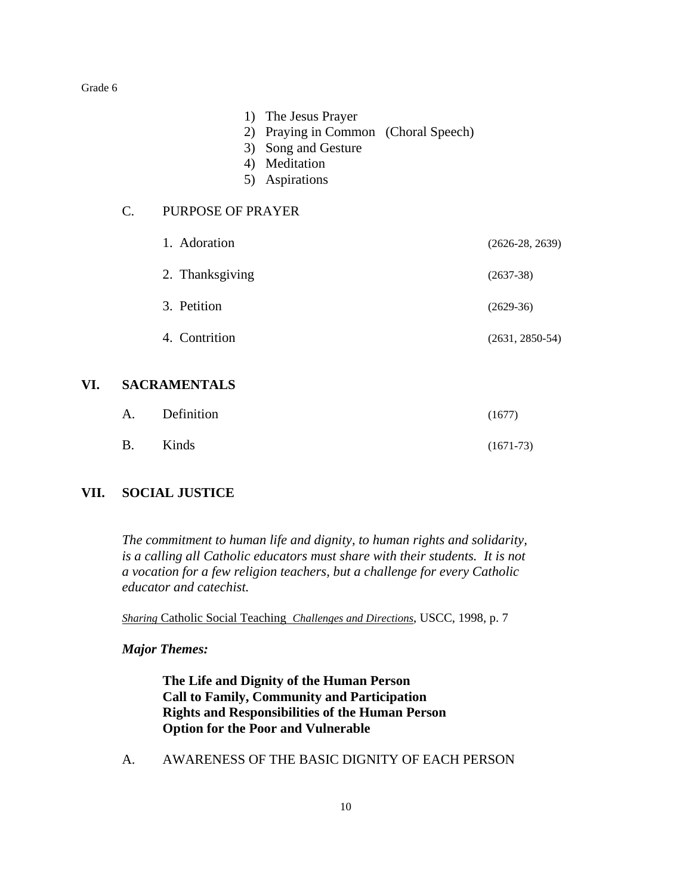1) The Jesus Prayer
2) Praying in Common (Choral Speech)
3) Song and Gesture
4) Meditation
5) Aspirations

C. PURPOSE OF PRAYER

1. Adoration (2626-28, 2639)
2. Thanksgiving (2637-38)
3. Petition (2629-36)
4. Contrition (2631, 2850-54)

## VI. SACRAMENTALS

A. Definition (1677)

B. Kinds (1671-73)

## VII. SOCIAL JUSTICE

*The commitment to human life and dignity, to human rights and solidarity, is a calling all Catholic educators must share with their students. It is not a vocation for a few religion teachers, but a challenge for every Catholic educator and catechist.*

*Sharing* Catholic Social Teaching *Challenges and Directions*, USCC, 1998, p. 7

***Major Themes:***

**The Life and Dignity of the Human Person**
**Call to Family, Community and Participation**
**Rights and Responsibilities of the Human Person**
**Option for the Poor and Vulnerable**

A. AWARENESS OF THE BASIC DIGNITY OF EACH PERSON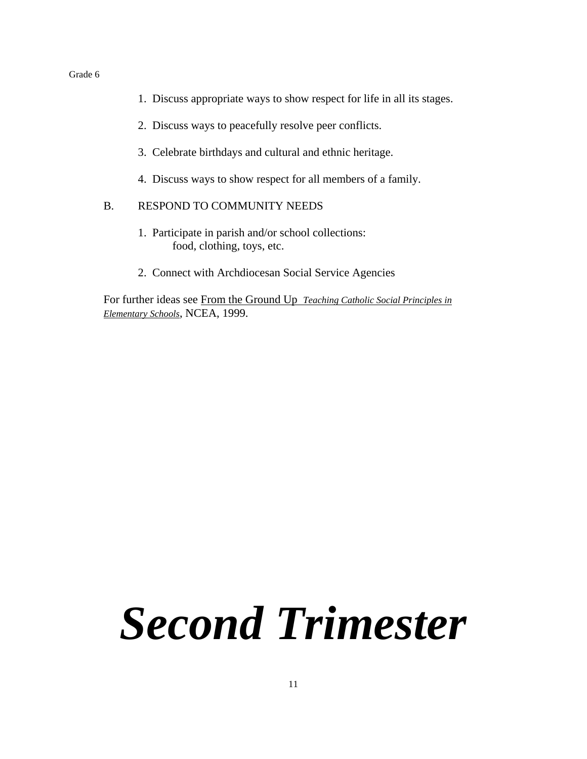1. Discuss appropriate ways to show respect for life in all its stages.

2. Discuss ways to peacefully resolve peer conflicts.

3. Celebrate birthdays and cultural and ethnic heritage.

4. Discuss ways to show respect for all members of a family.

B. RESPOND TO COMMUNITY NEEDS

1. Participate in parish and/or school collections:
   food, clothing, toys, etc.

2. Connect with Archdiocesan Social Service Agencies

For further ideas see From the Ground Up *Teaching Catholic Social Principles in Elementary Schools*, NCEA, 1999.

# ***Second Trimester***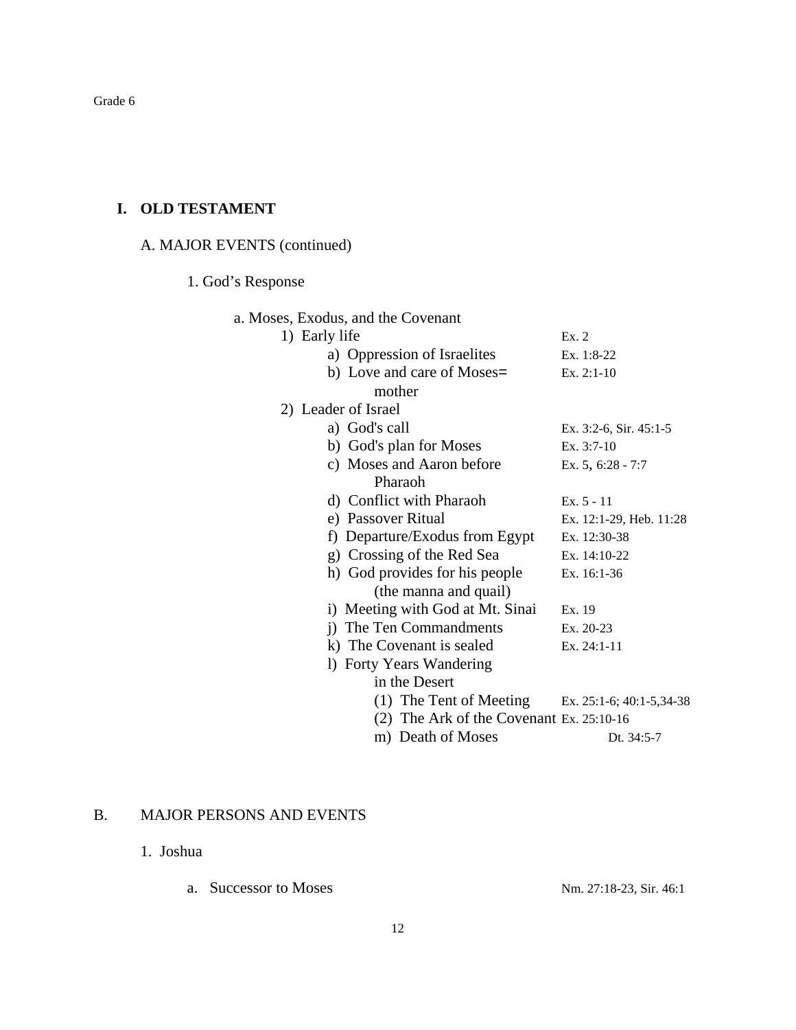Grade 6

# I. OLD TESTAMENT

## A. MAJOR EVENTS (continued)

### 1. God's Response

a. Moses, Exodus, and the Covenant

- 1) Early life — Ex. 2
  - a) Oppression of Israelites — Ex. 1:8-22
  - b) Love and care of Moses= mother — Ex. 2:1-10
- 2) Leader of Israel
  - a) God's call — Ex. 3:2-6, Sir. 45:1-5
  - b) God's plan for Moses — Ex. 3:7-10
  - c) Moses and Aaron before Pharaoh — Ex. 5, 6:28 - 7:7
  - d) Conflict with Pharaoh — Ex. 5 - 11
  - e) Passover Ritual — Ex. 12:1-29, Heb. 11:28
  - f) Departure/Exodus from Egypt — Ex. 12:30-38
  - g) Crossing of the Red Sea — Ex. 14:10-22
  - h) God provides for his people (the manna and quail) — Ex. 16:1-36
  - i) Meeting with God at Mt. Sinai — Ex. 19
  - j) The Ten Commandments — Ex. 20-23
  - k) The Covenant is sealed — Ex. 24:1-11
  - l) Forty Years Wandering in the Desert
    - (1) The Tent of Meeting — Ex. 25:1-6; 40:1-5,34-38
    - (2) The Ark of the Covenant — Ex. 25:10-16
    - m) Death of Moses — Dt. 34:5-7

## B. MAJOR PERSONS AND EVENTS

### 1. Joshua

a. Successor to Moses — Nm. 27:18-23, Sir. 46:1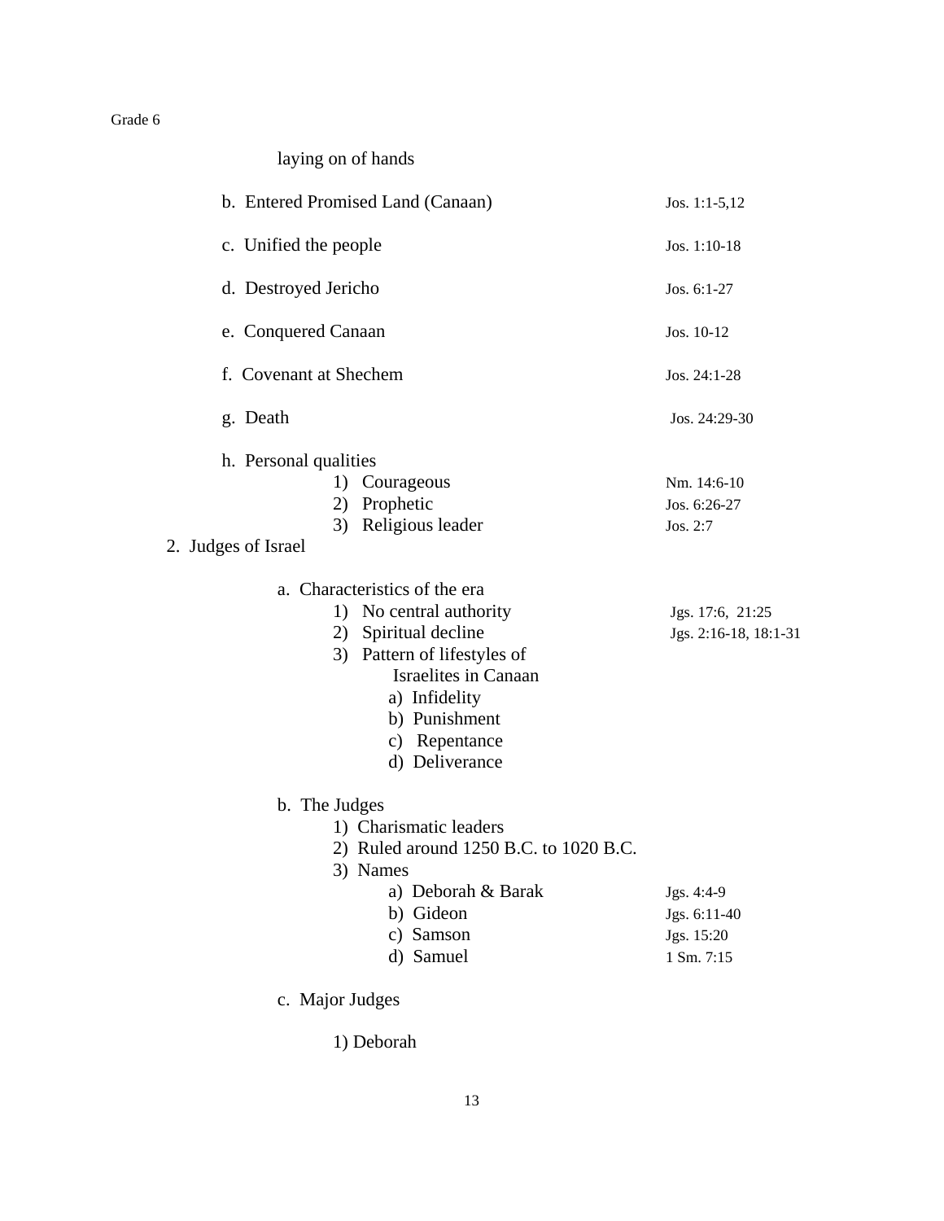laying on of hands

- b. Entered Promised Land (Canaan) — Jos. 1:1-5,12
- c. Unified the people — Jos. 1:10-18
- d. Destroyed Jericho — Jos. 6:1-27
- e. Conquered Canaan — Jos. 10-12
- f. Covenant at Shechem — Jos. 24:1-28
- g. Death — Jos. 24:29-30
- h. Personal qualities
  - 1) Courageous — Nm. 14:6-10
  - 2) Prophetic — Jos. 6:26-27
  - 3) Religious leader — Jos. 2:7

2. Judges of Israel

- a. Characteristics of the era
  - 1) No central authority — Jgs. 17:6, 21:25
  - 2) Spiritual decline — Jgs. 2:16-18, 18:1-31
  - 3) Pattern of lifestyles of Israelites in Canaan
    - a) Infidelity
    - b) Punishment
    - c) Repentance
    - d) Deliverance
- b. The Judges
  - 1) Charismatic leaders
  - 2) Ruled around 1250 B.C. to 1020 B.C.
  - 3) Names
    - a) Deborah & Barak — Jgs. 4:4-9
    - b) Gideon — Jgs. 6:11-40
    - c) Samson — Jgs. 15:20
    - d) Samuel — 1 Sm. 7:15
- c. Major Judges
  - 1) Deborah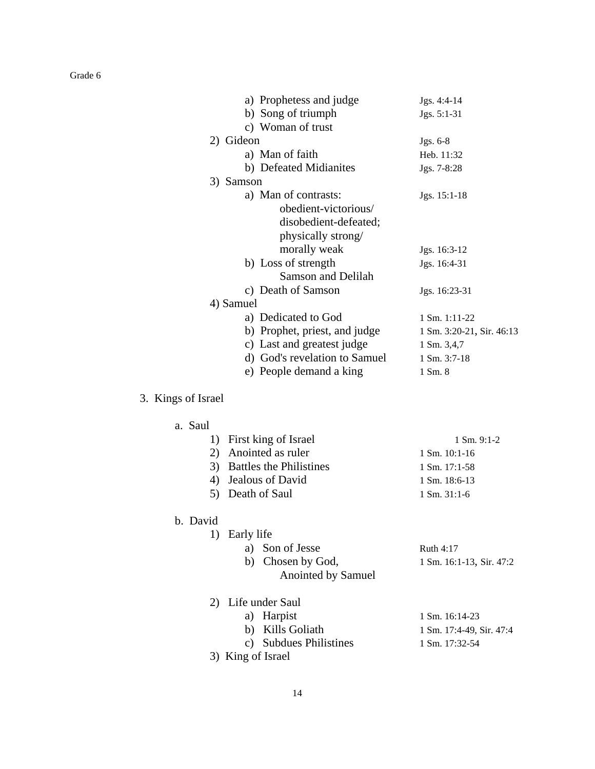a) Prophetess and judge — Jgs. 4:4-14
b) Song of triumph — Jgs. 5:1-31
c) Woman of trust

2) Gideon — Jgs. 6-8
   a) Man of faith — Heb. 11:32
   b) Defeated Midianites — Jgs. 7-8:28

3) Samson
   a) Man of contrasts: — Jgs. 15:1-18
      obedient-victorious/
      disobedient-defeated;
      physically strong/
      morally weak — Jgs. 16:3-12
   b) Loss of strength — Jgs. 16:4-31
      Samson and Delilah
   c) Death of Samson — Jgs. 16:23-31

4) Samuel
   a) Dedicated to God — 1 Sm. 1:11-22
   b) Prophet, priest, and judge — 1 Sm. 3:20-21, Sir. 46:13
   c) Last and greatest judge — 1 Sm. 3,4,7
   d) God's revelation to Samuel — 1 Sm. 3:7-18
   e) People demand a king — 1 Sm. 8

3. Kings of Israel

a. Saul
   1) First king of Israel — 1 Sm. 9:1-2
   2) Anointed as ruler — 1 Sm. 10:1-16
   3) Battles the Philistines — 1 Sm. 17:1-58
   4) Jealous of David — 1 Sm. 18:6-13
   5) Death of Saul — 1 Sm. 31:1-6

b. David
   1) Early life
      a) Son of Jesse — Ruth 4:17
      b) Chosen by God, — 1 Sm. 16:1-13, Sir. 47:2
         Anointed by Samuel

   2) Life under Saul
      a) Harpist — 1 Sm. 16:14-23
      b) Kills Goliath — 1 Sm. 17:4-49, Sir. 47:4
      c) Subdues Philistines — 1 Sm. 17:32-54

   3) King of Israel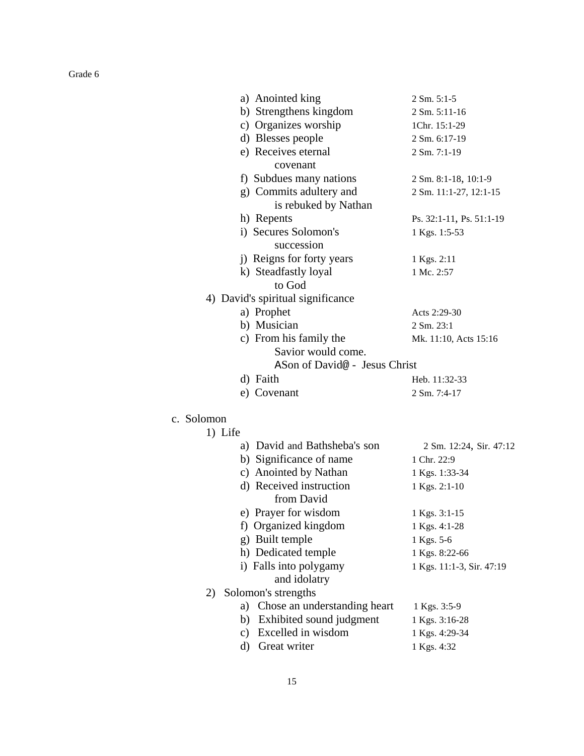- a) Anointed king — 2 Sm. 5:1-5
- b) Strengthens kingdom — 2 Sm. 5:11-16
- c) Organizes worship — 1Chr. 15:1-29
- d) Blesses people — 2 Sm. 6:17-19
- e) Receives eternal covenant — 2 Sm. 7:1-19
- f) Subdues many nations — 2 Sm. 8:1-18, 10:1-9
- g) Commits adultery and is rebuked by Nathan — 2 Sm. 11:1-27, 12:1-15
- h) Repents — Ps. 32:1-11, Ps. 51:1-19
- i) Secures Solomon's succession — 1 Kgs. 1:5-53
- j) Reigns for forty years — 1 Kgs. 2:11
- k) Steadfastly loyal to God — 1 Mc. 2:57

4) David's spiritual significance
- a) Prophet — Acts 2:29-30
- b) Musician — 2 Sm. 23:1
- c) From his family the Savior would come. ASon of David@ - Jesus Christ — Mk. 11:10, Acts 15:16
- d) Faith — Heb. 11:32-33
- e) Covenant — 2 Sm. 7:4-17

c. Solomon

1) Life
- a) David and Bathsheba's son — 2 Sm. 12:24, Sir. 47:12
- b) Significance of name — 1 Chr. 22:9
- c) Anointed by Nathan — 1 Kgs. 1:33-34
- d) Received instruction from David — 1 Kgs. 2:1-10
- e) Prayer for wisdom — 1 Kgs. 3:1-15
- f) Organized kingdom — 1 Kgs. 4:1-28
- g) Built temple — 1 Kgs. 5-6
- h) Dedicated temple — 1 Kgs. 8:22-66
- i) Falls into polygamy and idolatry — 1 Kgs. 11:1-3, Sir. 47:19

2) Solomon's strengths
- a) Chose an understanding heart — 1 Kgs. 3:5-9
- b) Exhibited sound judgment — 1 Kgs. 3:16-28
- c) Excelled in wisdom — 1 Kgs. 4:29-34
- d) Great writer — 1 Kgs. 4:32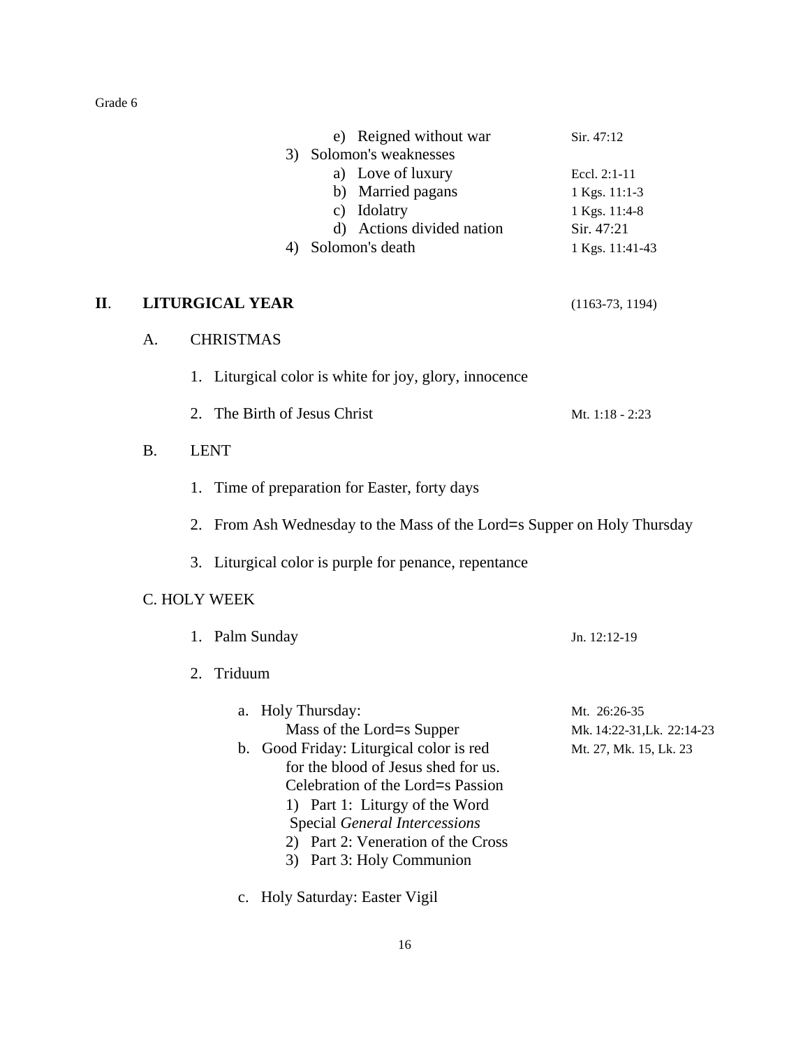e) Reigned without war — Sir. 47:12

3) Solomon's weaknesses
   - a) Love of luxury — Eccl. 2:1-11
   - b) Married pagans — 1 Kgs. 11:1-3
   - c) Idolatry — 1 Kgs. 11:4-8
   - d) Actions divided nation — Sir. 47:21

4) Solomon's death — 1 Kgs. 11:41-43

## II. LITURGICAL YEAR (1163-73, 1194)

### A. CHRISTMAS

1. Liturgical color is white for joy, glory, innocence

2. The Birth of Jesus Christ — Mt. 1:18 - 2:23

### B. LENT

1. Time of preparation for Easter, forty days

2. From Ash Wednesday to the Mass of the Lord=s Supper on Holy Thursday

3. Liturgical color is purple for penance, repentance

### C. HOLY WEEK

1. Palm Sunday — Jn. 12:12-19

2. Triduum

   a. Holy Thursday: Mass of the Lord=s Supper — Mt. 26:26-35, Mk. 14:22-31, Lk. 22:14-23

   b. Good Friday: Liturgical color is red for the blood of Jesus shed for us. Celebration of the Lord=s Passion — Mt. 27, Mk. 15, Lk. 23
      1) Part 1: Liturgy of the Word
         Special *General Intercessions*
      2) Part 2: Veneration of the Cross
      3) Part 3: Holy Communion

   c. Holy Saturday: Easter Vigil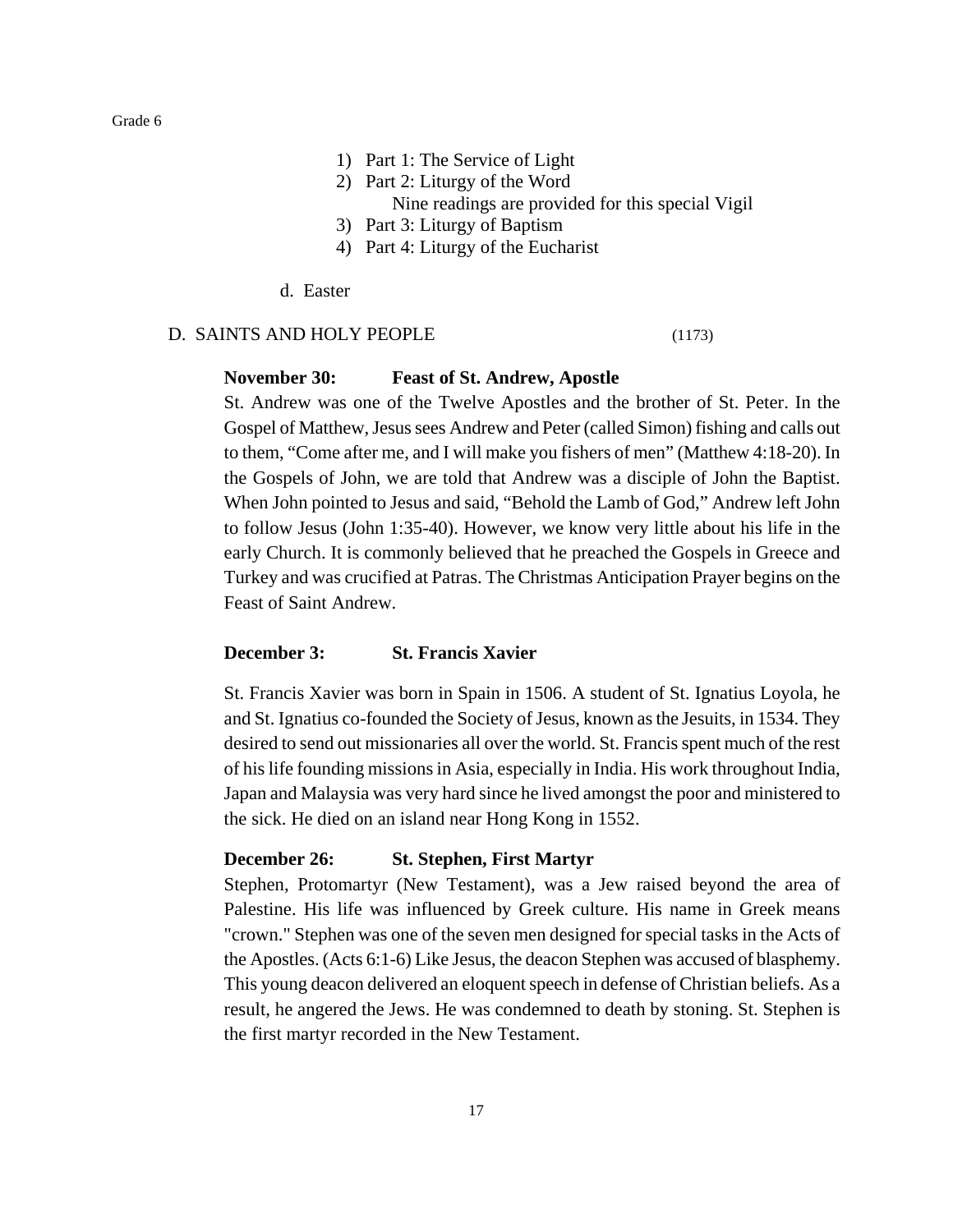1) Part 1: The Service of Light
2) Part 2: Liturgy of the Word
   Nine readings are provided for this special Vigil
3) Part 3: Liturgy of Baptism
4) Part 4: Liturgy of the Eucharist

d. Easter

## D. SAINTS AND HOLY PEOPLE (1173)

**November 30: Feast of St. Andrew, Apostle**

St. Andrew was one of the Twelve Apostles and the brother of St. Peter. In the Gospel of Matthew, Jesus sees Andrew and Peter (called Simon) fishing and calls out to them, "Come after me, and I will make you fishers of men" (Matthew 4:18-20). In the Gospels of John, we are told that Andrew was a disciple of John the Baptist. When John pointed to Jesus and said, "Behold the Lamb of God," Andrew left John to follow Jesus (John 1:35-40). However, we know very little about his life in the early Church. It is commonly believed that he preached the Gospels in Greece and Turkey and was crucified at Patras. The Christmas Anticipation Prayer begins on the Feast of Saint Andrew.

**December 3: St. Francis Xavier**

St. Francis Xavier was born in Spain in 1506. A student of St. Ignatius Loyola, he and St. Ignatius co-founded the Society of Jesus, known as the Jesuits, in 1534. They desired to send out missionaries all over the world. St. Francis spent much of the rest of his life founding missions in Asia, especially in India. His work throughout India, Japan and Malaysia was very hard since he lived amongst the poor and ministered to the sick. He died on an island near Hong Kong in 1552.

**December 26: St. Stephen, First Martyr**

Stephen, Protomartyr (New Testament), was a Jew raised beyond the area of Palestine. His life was influenced by Greek culture. His name in Greek means "crown." Stephen was one of the seven men designed for special tasks in the Acts of the Apostles. (Acts 6:1-6) Like Jesus, the deacon Stephen was accused of blasphemy. This young deacon delivered an eloquent speech in defense of Christian beliefs. As a result, he angered the Jews. He was condemned to death by stoning. St. Stephen is the first martyr recorded in the New Testament.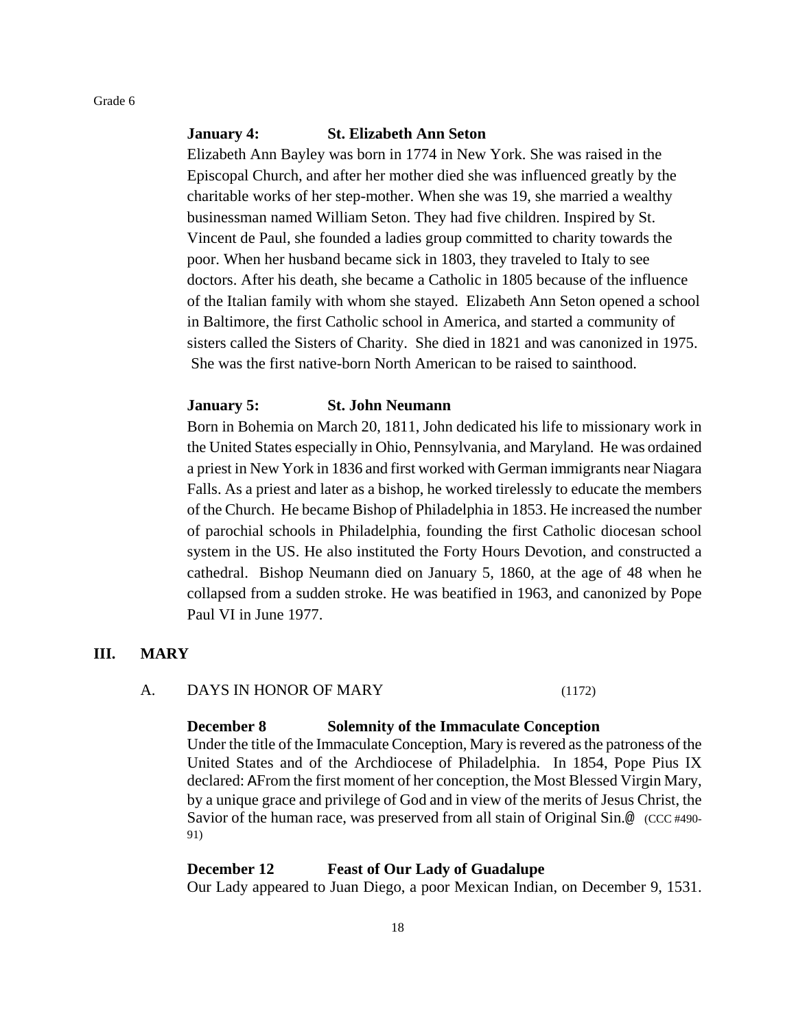**January 4: St. Elizabeth Ann Seton**

Elizabeth Ann Bayley was born in 1774 in New York. She was raised in the Episcopal Church, and after her mother died she was influenced greatly by the charitable works of her step-mother. When she was 19, she married a wealthy businessman named William Seton. They had five children. Inspired by St. Vincent de Paul, she founded a ladies group committed to charity towards the poor. When her husband became sick in 1803, they traveled to Italy to see doctors. After his death, she became a Catholic in 1805 because of the influence of the Italian family with whom she stayed. Elizabeth Ann Seton opened a school in Baltimore, the first Catholic school in America, and started a community of sisters called the Sisters of Charity. She died in 1821 and was canonized in 1975. She was the first native-born North American to be raised to sainthood.

**January 5: St. John Neumann**

Born in Bohemia on March 20, 1811, John dedicated his life to missionary work in the United States especially in Ohio, Pennsylvania, and Maryland. He was ordained a priest in New York in 1836 and first worked with German immigrants near Niagara Falls. As a priest and later as a bishop, he worked tirelessly to educate the members of the Church. He became Bishop of Philadelphia in 1853. He increased the number of parochial schools in Philadelphia, founding the first Catholic diocesan school system in the US. He also instituted the Forty Hours Devotion, and constructed a cathedral. Bishop Neumann died on January 5, 1860, at the age of 48 when he collapsed from a sudden stroke. He was beatified in 1963, and canonized by Pope Paul VI in June 1977.

## III. MARY

### A. DAYS IN HONOR OF MARY (1172)

**December 8 Solemnity of the Immaculate Conception**

Under the title of the Immaculate Conception, Mary is revered as the patroness of the United States and of the Archdiocese of Philadelphia. In 1854, Pope Pius IX declared: AFrom the first moment of her conception, the Most Blessed Virgin Mary, by a unique grace and privilege of God and in view of the merits of Jesus Christ, the Savior of the human race, was preserved from all stain of Original Sin.@ (CCC #490-91)

**December 12 Feast of Our Lady of Guadalupe**

Our Lady appeared to Juan Diego, a poor Mexican Indian, on December 9, 1531.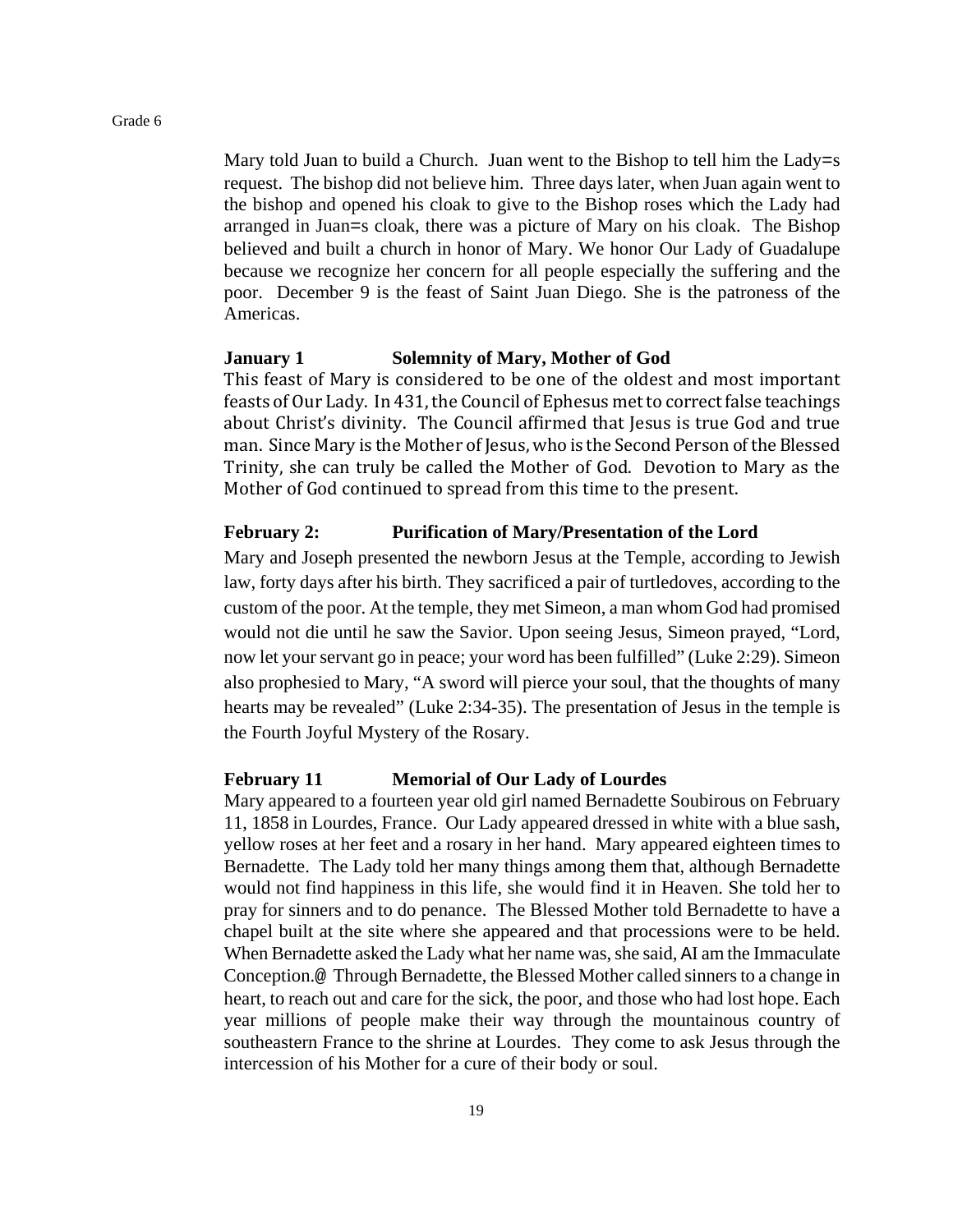Mary told Juan to build a Church. Juan went to the Bishop to tell him the Lady=s request. The bishop did not believe him. Three days later, when Juan again went to the bishop and opened his cloak to give to the Bishop roses which the Lady had arranged in Juan=s cloak, there was a picture of Mary on his cloak. The Bishop believed and built a church in honor of Mary. We honor Our Lady of Guadalupe because we recognize her concern for all people especially the suffering and the poor. December 9 is the feast of Saint Juan Diego. She is the patroness of the Americas.

**January 1 Solemnity of Mary, Mother of God**

This feast of Mary is considered to be one of the oldest and most important feasts of Our Lady. In 431, the Council of Ephesus met to correct false teachings about Christ's divinity. The Council affirmed that Jesus is true God and true man. Since Mary is the Mother of Jesus, who is the Second Person of the Blessed Trinity, she can truly be called the Mother of God. Devotion to Mary as the Mother of God continued to spread from this time to the present.

**February 2: Purification of Mary/Presentation of the Lord**

Mary and Joseph presented the newborn Jesus at the Temple, according to Jewish law, forty days after his birth. They sacrificed a pair of turtledoves, according to the custom of the poor. At the temple, they met Simeon, a man whom God had promised would not die until he saw the Savior. Upon seeing Jesus, Simeon prayed, "Lord, now let your servant go in peace; your word has been fulfilled" (Luke 2:29). Simeon also prophesied to Mary, "A sword will pierce your soul, that the thoughts of many hearts may be revealed" (Luke 2:34-35). The presentation of Jesus in the temple is the Fourth Joyful Mystery of the Rosary.

**February 11 Memorial of Our Lady of Lourdes**

Mary appeared to a fourteen year old girl named Bernadette Soubirous on February 11, 1858 in Lourdes, France. Our Lady appeared dressed in white with a blue sash, yellow roses at her feet and a rosary in her hand. Mary appeared eighteen times to Bernadette. The Lady told her many things among them that, although Bernadette would not find happiness in this life, she would find it in Heaven. She told her to pray for sinners and to do penance. The Blessed Mother told Bernadette to have a chapel built at the site where she appeared and that processions were to be held. When Bernadette asked the Lady what her name was, she said, AI am the Immaculate Conception.@ Through Bernadette, the Blessed Mother called sinners to a change in heart, to reach out and care for the sick, the poor, and those who had lost hope. Each year millions of people make their way through the mountainous country of southeastern France to the shrine at Lourdes. They come to ask Jesus through the intercession of his Mother for a cure of their body or soul.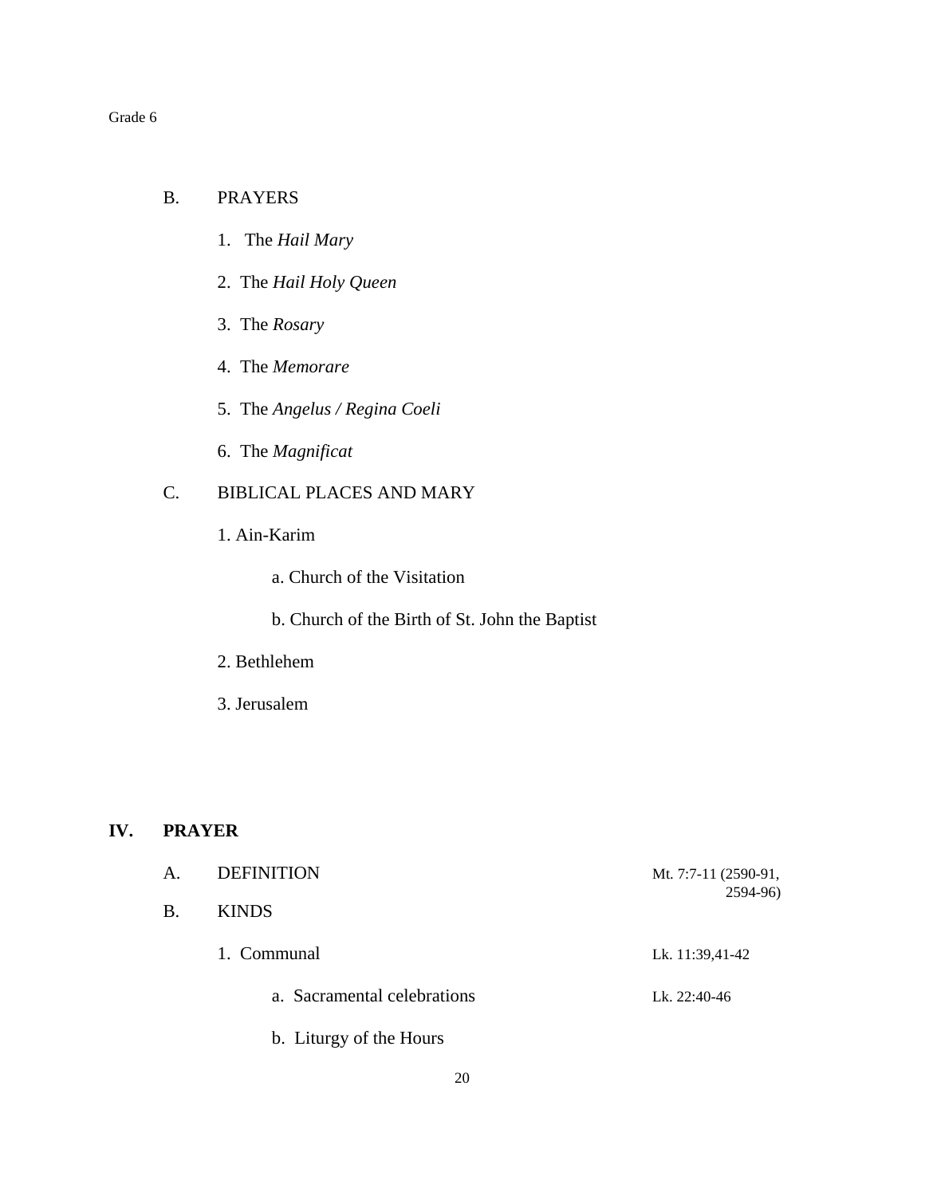B. PRAYERS

1. The *Hail Mary*
2. The *Hail Holy Queen*
3. The *Rosary*
4. The *Memorare*
5. The *Angelus / Regina Coeli*
6. The *Magnificat*

C. BIBLICAL PLACES AND MARY

1. Ain-Karim
   a. Church of the Visitation
   b. Church of the Birth of St. John the Baptist
2. Bethlehem
3. Jerusalem

## IV. PRAYER

A. DEFINITION — Mt. 7:7-11 (2590-91, 2594-96)

B. KINDS

1. Communal — Lk. 11:39,41-42
   a. Sacramental celebrations — Lk. 22:40-46
   b. Liturgy of the Hours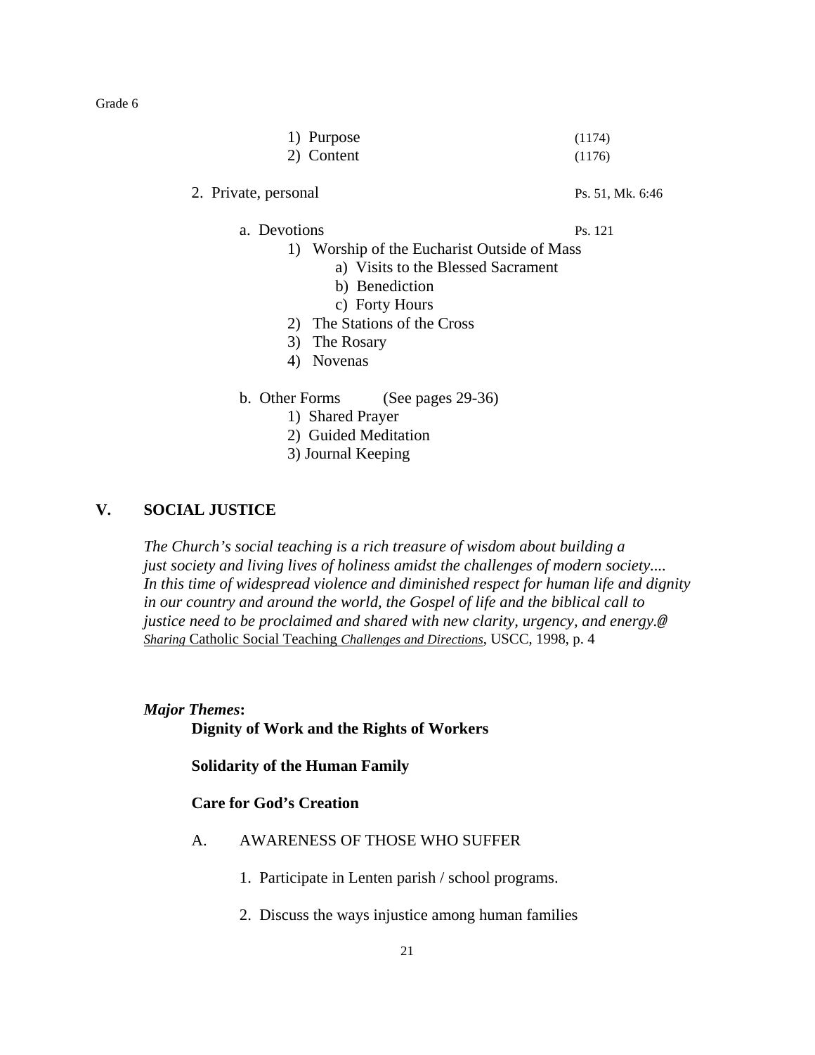1) Purpose (1174)
2) Content (1176)

2. Private, personal Ps. 51, Mk. 6:46

a. Devotions Ps. 121

1) Worship of the Eucharist Outside of Mass
   a) Visits to the Blessed Sacrament
   b) Benediction
   c) Forty Hours
2) The Stations of the Cross
3) The Rosary
4) Novenas

b. Other Forms (See pages 29-36)

1) Shared Prayer
2) Guided Meditation
3) Journal Keeping

## V. SOCIAL JUSTICE

*The Church's social teaching is a rich treasure of wisdom about building a just society and living lives of holiness amidst the challenges of modern society.... In this time of widespread violence and diminished respect for human life and dignity in our country and around the world, the Gospel of life and the biblical call to justice need to be proclaimed and shared with new clarity, urgency, and energy.@*
*Sharing* Catholic Social Teaching *Challenges and Directions*, USCC, 1998, p. 4

***Major Themes*:**

**Dignity of Work and the Rights of Workers**

**Solidarity of the Human Family**

**Care for God's Creation**

A. AWARENESS OF THOSE WHO SUFFER

1. Participate in Lenten parish / school programs.

2. Discuss the ways injustice among human families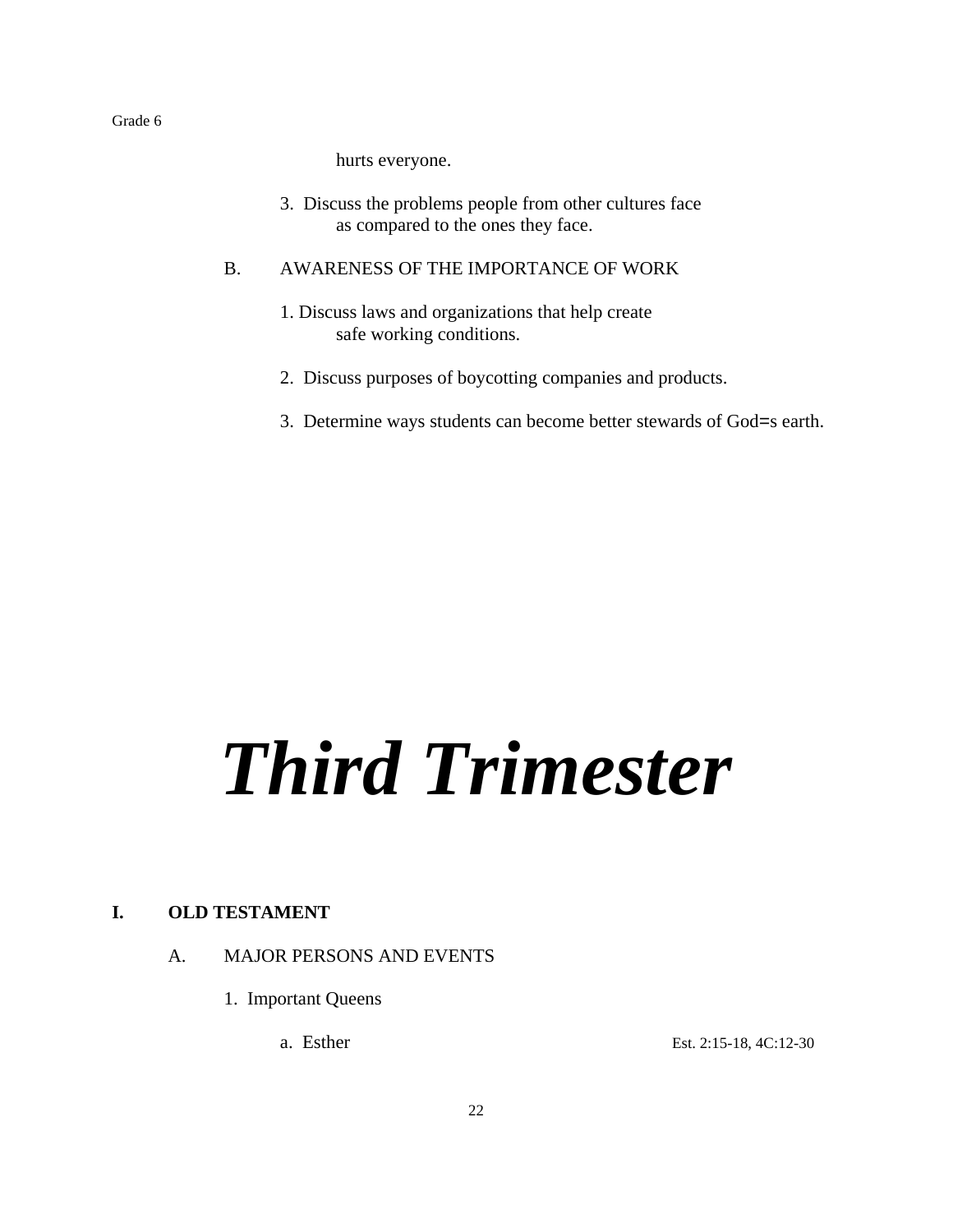hurts everyone.

3. Discuss the problems people from other cultures face as compared to the ones they face.

B. AWARENESS OF THE IMPORTANCE OF WORK

1. Discuss laws and organizations that help create safe working conditions.

2. Discuss purposes of boycotting companies and products.

3. Determine ways students can become better stewards of God=s earth.

# ***Third Trimester***

**I. OLD TESTAMENT**

A. MAJOR PERSONS AND EVENTS

1. Important Queens

a. Esther — Est. 2:15-18, 4C:12-30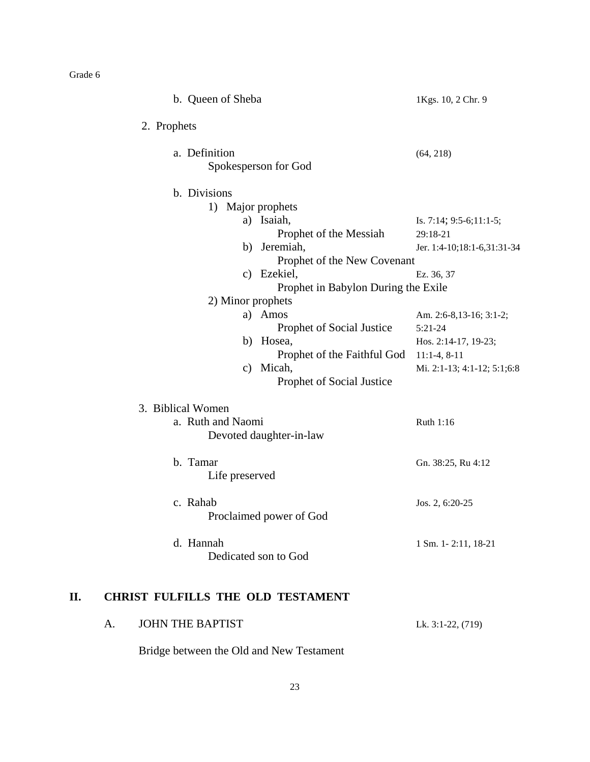b. Queen of Sheba — 1Kgs. 10, 2 Chr. 9

2. Prophets

a. Definition — (64, 218)
   Spokesperson for God

b. Divisions
   1) Major prophets
      a) Isaiah, — Is. 7:14; 9:5-6;11:1-5; 29:18-21
         Prophet of the Messiah
      b) Jeremiah, — Jer. 1:4-10;18:1-6,31:31-34
         Prophet of the New Covenant
      c) Ezekiel, — Ez. 36, 37
         Prophet in Babylon During the Exile
   2) Minor prophets
      a) Amos — Am. 2:6-8,13-16; 3:1-2; 5:21-24
         Prophet of Social Justice
      b) Hosea, — Hos. 2:14-17, 19-23; 11:1-4, 8-11
         Prophet of the Faithful God
      c) Micah, — Mi. 2:1-13; 4:1-12; 5:1;6:8
         Prophet of Social Justice

3. Biblical Women

a. Ruth and Naomi — Ruth 1:16
   Devoted daughter-in-law

b. Tamar — Gn. 38:25, Ru 4:12
   Life preserved

c. Rahab — Jos. 2, 6:20-25
   Proclaimed power of God

d. Hannah — 1 Sm. 1- 2:11, 18-21
   Dedicated son to God

## II. CHRIST FULFILLS THE OLD TESTAMENT

### A. JOHN THE BAPTIST — Lk. 3:1-22, (719)

Bridge between the Old and New Testament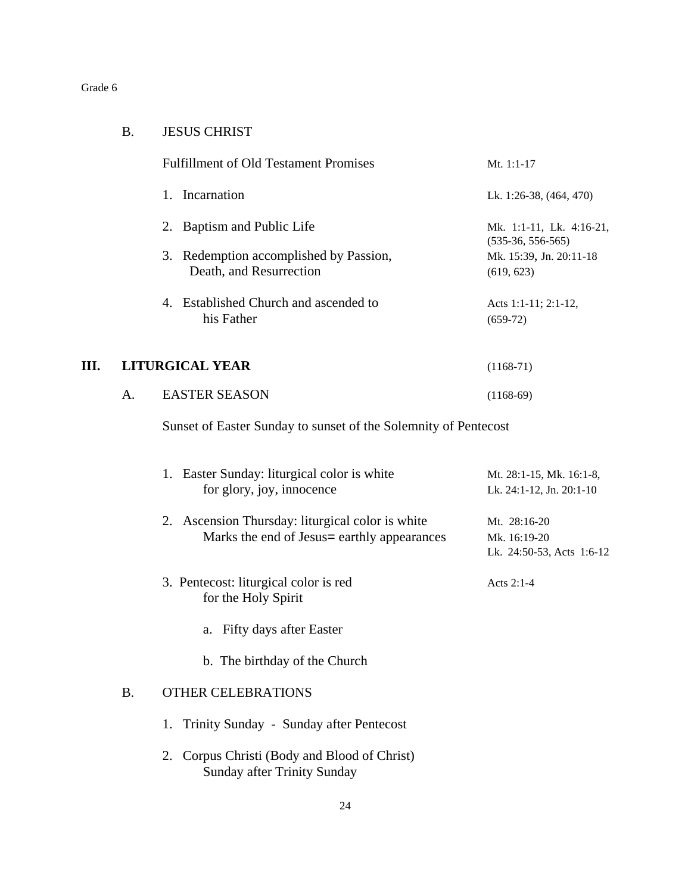## B. JESUS CHRIST

Fulfillment of Old Testament Promises — Mt. 1:1-17

1. Incarnation — Lk. 1:26-38, (464, 470)
2. Baptism and Public Life — Mk. 1:1-11, Lk. 4:16-21, (535-36, 556-565)
3. Redemption accomplished by Passion, Death, and Resurrection — Mk. 15:39, Jn. 20:11-18 (619, 623)
4. Established Church and ascended to his Father — Acts 1:1-11; 2:1-12, (659-72)

# III. LITURGICAL YEAR (1168-71)

## A. EASTER SEASON (1168-69)

Sunset of Easter Sunday to sunset of the Solemnity of Pentecost

1. Easter Sunday: liturgical color is white for glory, joy, innocence — Mt. 28:1-15, Mk. 16:1-8, Lk. 24:1-12, Jn. 20:1-10
2. Ascension Thursday: liturgical color is white. Marks the end of Jesus= earthly appearances — Mt. 28:16-20, Mk. 16:19-20, Lk. 24:50-53, Acts 1:6-12
3. Pentecost: liturgical color is red for the Holy Spirit — Acts 2:1-4
   a. Fifty days after Easter
   b. The birthday of the Church

## B. OTHER CELEBRATIONS

1. Trinity Sunday - Sunday after Pentecost
2. Corpus Christi (Body and Blood of Christ) Sunday after Trinity Sunday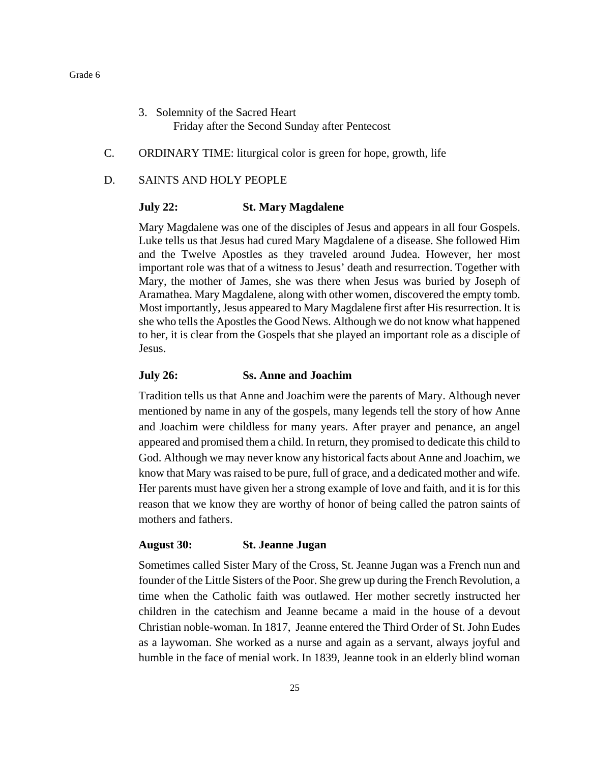3. Solemnity of the Sacred Heart
   Friday after the Second Sunday after Pentecost

C. ORDINARY TIME: liturgical color is green for hope, growth, life

D. SAINTS AND HOLY PEOPLE

**July 22: St. Mary Magdalene**

Mary Magdalene was one of the disciples of Jesus and appears in all four Gospels. Luke tells us that Jesus had cured Mary Magdalene of a disease. She followed Him and the Twelve Apostles as they traveled around Judea. However, her most important role was that of a witness to Jesus' death and resurrection. Together with Mary, the mother of James, she was there when Jesus was buried by Joseph of Aramathea. Mary Magdalene, along with other women, discovered the empty tomb. Most importantly, Jesus appeared to Mary Magdalene first after His resurrection. It is she who tells the Apostles the Good News. Although we do not know what happened to her, it is clear from the Gospels that she played an important role as a disciple of Jesus.

**July 26: Ss. Anne and Joachim**

Tradition tells us that Anne and Joachim were the parents of Mary. Although never mentioned by name in any of the gospels, many legends tell the story of how Anne and Joachim were childless for many years. After prayer and penance, an angel appeared and promised them a child. In return, they promised to dedicate this child to God. Although we may never know any historical facts about Anne and Joachim, we know that Mary was raised to be pure, full of grace, and a dedicated mother and wife. Her parents must have given her a strong example of love and faith, and it is for this reason that we know they are worthy of honor of being called the patron saints of mothers and fathers.

**August 30: St. Jeanne Jugan**

Sometimes called Sister Mary of the Cross, St. Jeanne Jugan was a French nun and founder of the Little Sisters of the Poor. She grew up during the French Revolution, a time when the Catholic faith was outlawed. Her mother secretly instructed her children in the catechism and Jeanne became a maid in the house of a devout Christian noble-woman. In 1817, Jeanne entered the Third Order of St. John Eudes as a laywoman. She worked as a nurse and again as a servant, always joyful and humble in the face of menial work. In 1839, Jeanne took in an elderly blind woman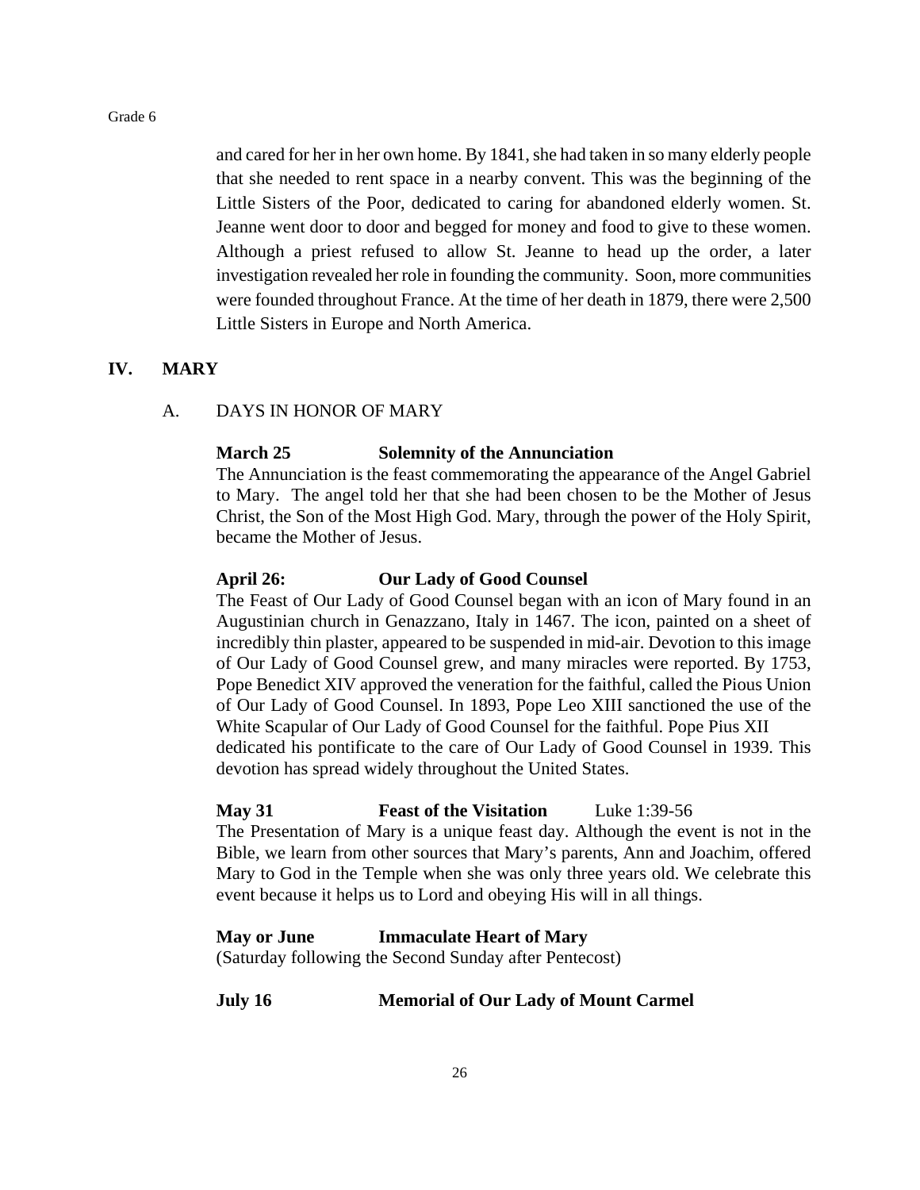and cared for her in her own home. By 1841, she had taken in so many elderly people that she needed to rent space in a nearby convent. This was the beginning of the Little Sisters of the Poor, dedicated to caring for abandoned elderly women. St. Jeanne went door to door and begged for money and food to give to these women. Although a priest refused to allow St. Jeanne to head up the order, a later investigation revealed her role in founding the community. Soon, more communities were founded throughout France. At the time of her death in 1879, there were 2,500 Little Sisters in Europe and North America.

## IV. MARY

### A. DAYS IN HONOR OF MARY

**March 25 — Solemnity of the Annunciation**

The Annunciation is the feast commemorating the appearance of the Angel Gabriel to Mary. The angel told her that she had been chosen to be the Mother of Jesus Christ, the Son of the Most High God. Mary, through the power of the Holy Spirit, became the Mother of Jesus.

**April 26: — Our Lady of Good Counsel**

The Feast of Our Lady of Good Counsel began with an icon of Mary found in an Augustinian church in Genazzano, Italy in 1467. The icon, painted on a sheet of incredibly thin plaster, appeared to be suspended in mid-air. Devotion to this image of Our Lady of Good Counsel grew, and many miracles were reported. By 1753, Pope Benedict XIV approved the veneration for the faithful, called the Pious Union of Our Lady of Good Counsel. In 1893, Pope Leo XIII sanctioned the use of the White Scapular of Our Lady of Good Counsel for the faithful. Pope Pius XII dedicated his pontificate to the care of Our Lady of Good Counsel in 1939. This devotion has spread widely throughout the United States.

**May 31 — Feast of the Visitation** — Luke 1:39-56

The Presentation of Mary is a unique feast day. Although the event is not in the Bible, we learn from other sources that Mary's parents, Ann and Joachim, offered Mary to God in the Temple when she was only three years old. We celebrate this event because it helps us to Lord and obeying His will in all things.

**May or June — Immaculate Heart of Mary**

(Saturday following the Second Sunday after Pentecost)

**July 16 — Memorial of Our Lady of Mount Carmel**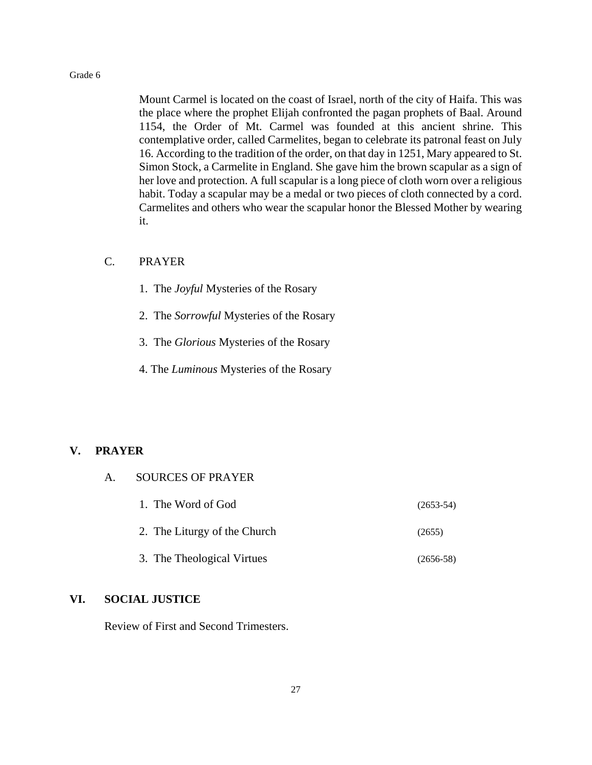Mount Carmel is located on the coast of Israel, north of the city of Haifa. This was the place where the prophet Elijah confronted the pagan prophets of Baal. Around 1154, the Order of Mt. Carmel was founded at this ancient shrine. This contemplative order, called Carmelites, began to celebrate its patronal feast on July 16. According to the tradition of the order, on that day in 1251, Mary appeared to St. Simon Stock, a Carmelite in England. She gave him the brown scapular as a sign of her love and protection. A full scapular is a long piece of cloth worn over a religious habit. Today a scapular may be a medal or two pieces of cloth connected by a cord. Carmelites and others who wear the scapular honor the Blessed Mother by wearing it.

### C. PRAYER

1. The *Joyful* Mysteries of the Rosary
2. The *Sorrowful* Mysteries of the Rosary
3. The *Glorious* Mysteries of the Rosary
4. The *Luminous* Mysteries of the Rosary

## V. PRAYER

### A. SOURCES OF PRAYER

1. The Word of God (2653-54)
2. The Liturgy of the Church (2655)
3. The Theological Virtues (2656-58)

## VI. SOCIAL JUSTICE

Review of First and Second Trimesters.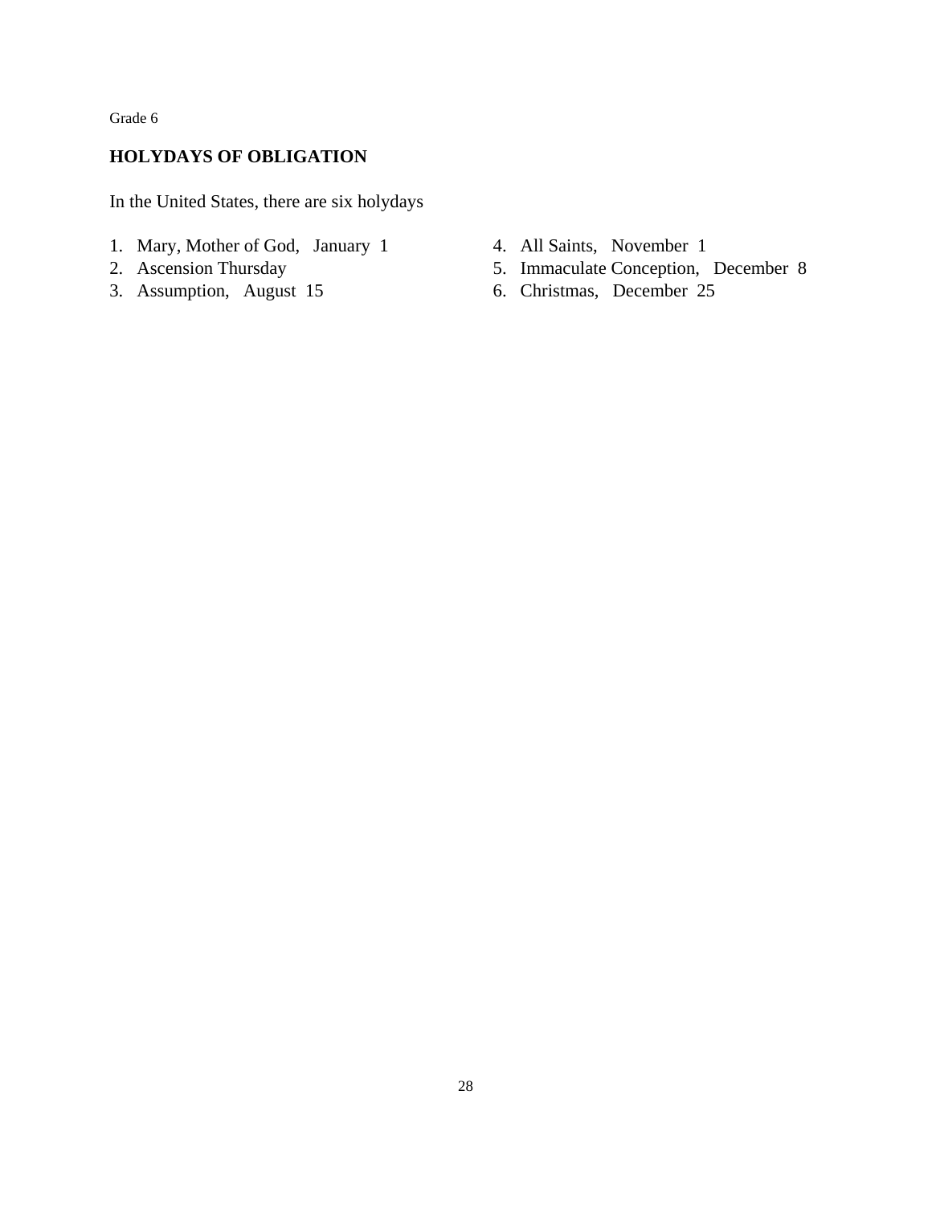Grade 6

## HOLYDAYS OF OBLIGATION

In the United States, there are six holydays

1. Mary, Mother of God, January 1
2. Ascension Thursday
3. Assumption, August 15
4. All Saints, November 1
5. Immaculate Conception, December 8
6. Christmas, December 25